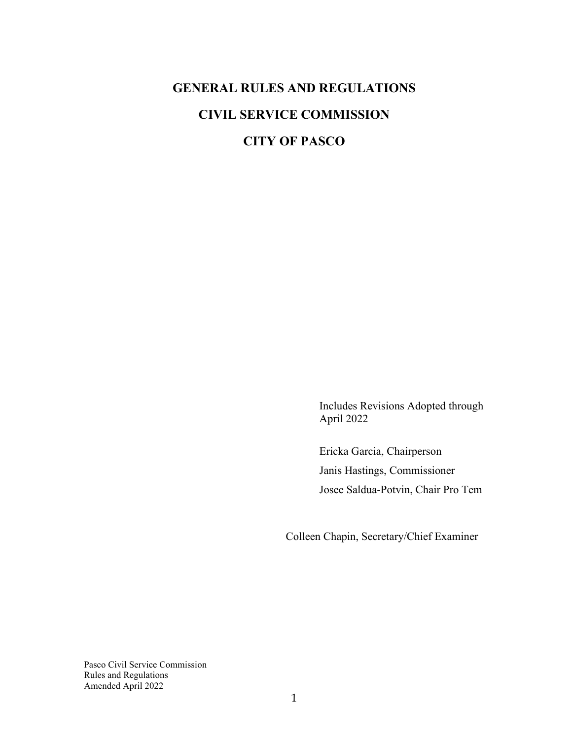# GENERAL RULES AND REGULATIONS

# CIVIL SERVICE COMMISSION

# CITY OF PASCO

Includes Revisions Adopted through April 2022

Ericka Garcia, Chairperson

Janis Hastings, Commissioner

Josee Saldua-Potvin, Chair Pro Tem

Colleen Chapin, Secretary/Chief Examiner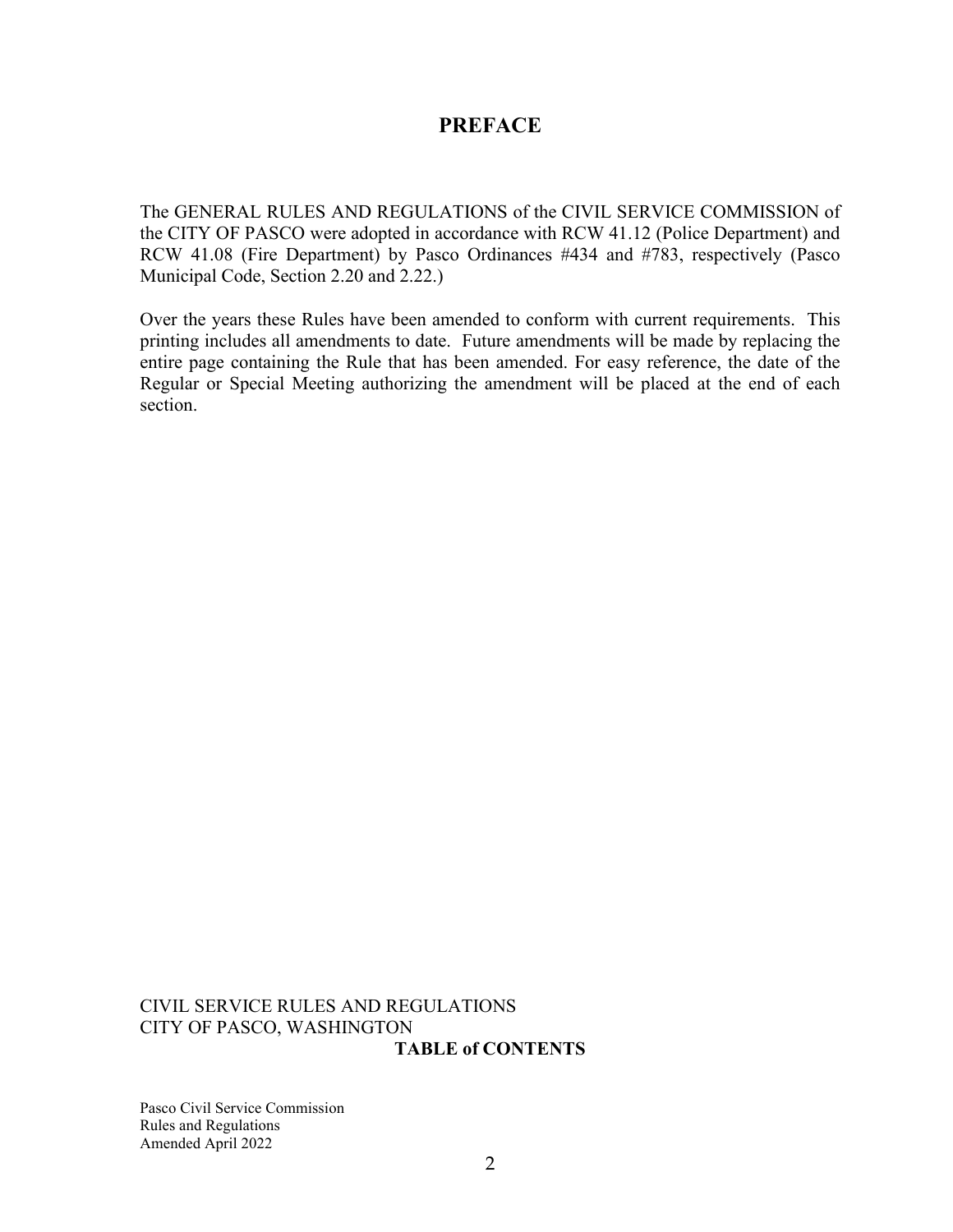# PREFACE

The GENERAL RULES AND REGULATIONS of the CIVIL SERVICE COMMISSION of the CITY OF PASCO were adopted in accordance with RCW 41.12 (Police Department) and RCW 41.08 (Fire Department) by Pasco Ordinances #434 and #783, respectively (Pasco Municipal Code, Section 2.20 and 2.22.)

Over the years these Rules have been amended to conform with current requirements. This printing includes all amendments to date. Future amendments will be made by replacing the entire page containing the Rule that has been amended. For easy reference, the date of the Regular or Special Meeting authorizing the amendment will be placed at the end of each section.

CIVIL SERVICE RULES AND REGULATIONS
CITY OF PASCO, WASHINGTON

**TABLE of CONTENTS**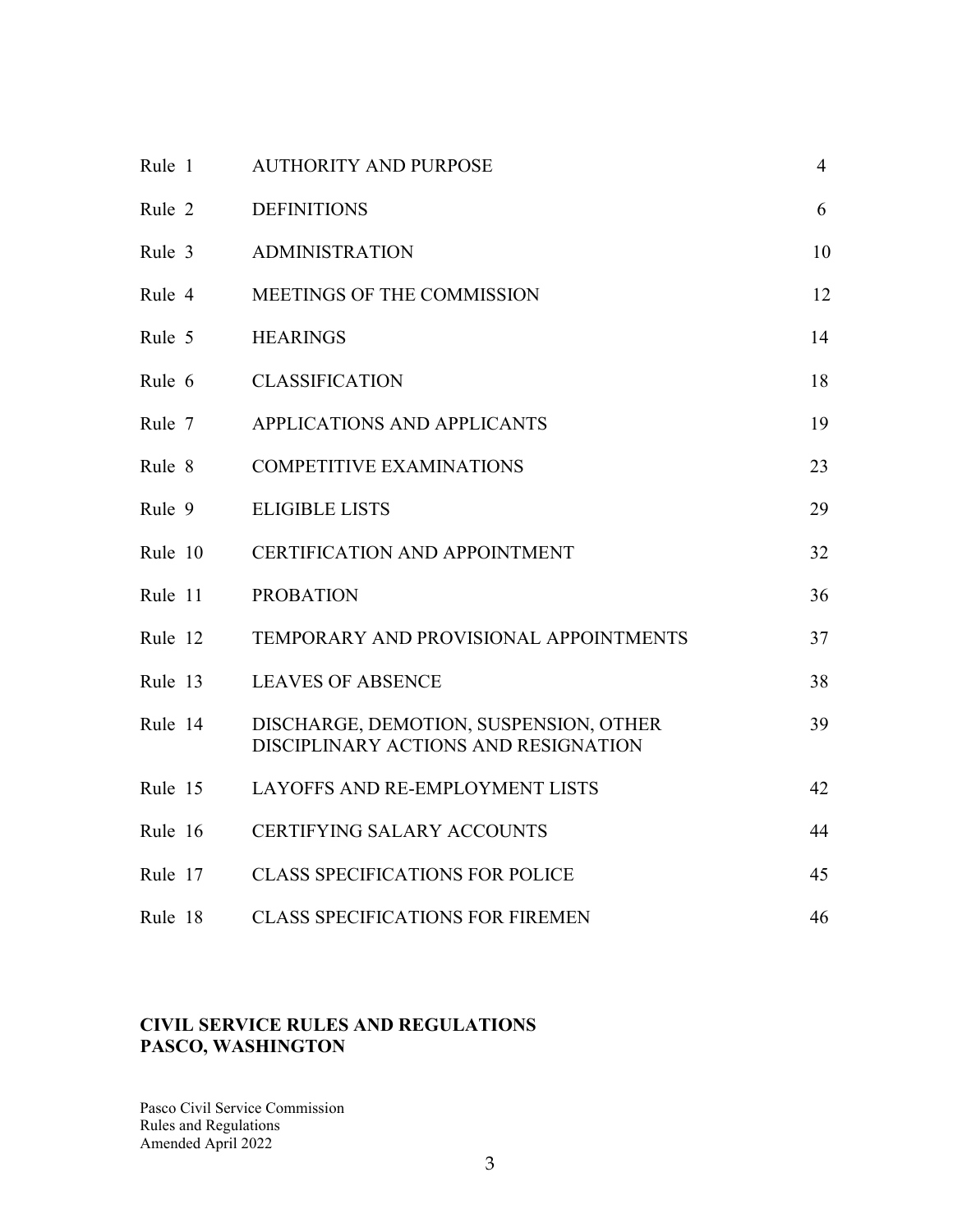| | | |
|---|---|---|
| Rule 1 | AUTHORITY AND PURPOSE | 4 |
| Rule 2 | DEFINITIONS | 6 |
| Rule 3 | ADMINISTRATION | 10 |
| Rule 4 | MEETINGS OF THE COMMISSION | 12 |
| Rule 5 | HEARINGS | 14 |
| Rule 6 | CLASSIFICATION | 18 |
| Rule 7 | APPLICATIONS AND APPLICANTS | 19 |
| Rule 8 | COMPETITIVE EXAMINATIONS | 23 |
| Rule 9 | ELIGIBLE LISTS | 29 |
| Rule 10 | CERTIFICATION AND APPOINTMENT | 32 |
| Rule 11 | PROBATION | 36 |
| Rule 12 | TEMPORARY AND PROVISIONAL APPOINTMENTS | 37 |
| Rule 13 | LEAVES OF ABSENCE | 38 |
| Rule 14 | DISCHARGE, DEMOTION, SUSPENSION, OTHER DISCIPLINARY ACTIONS AND RESIGNATION | 39 |
| Rule 15 | LAYOFFS AND RE-EMPLOYMENT LISTS | 42 |
| Rule 16 | CERTIFYING SALARY ACCOUNTS | 44 |
| Rule 17 | CLASS SPECIFICATIONS FOR POLICE | 45 |
| Rule 18 | CLASS SPECIFICATIONS FOR FIREMEN | 46 |

**CIVIL SERVICE RULES AND REGULATIONS**
**PASCO, WASHINGTON**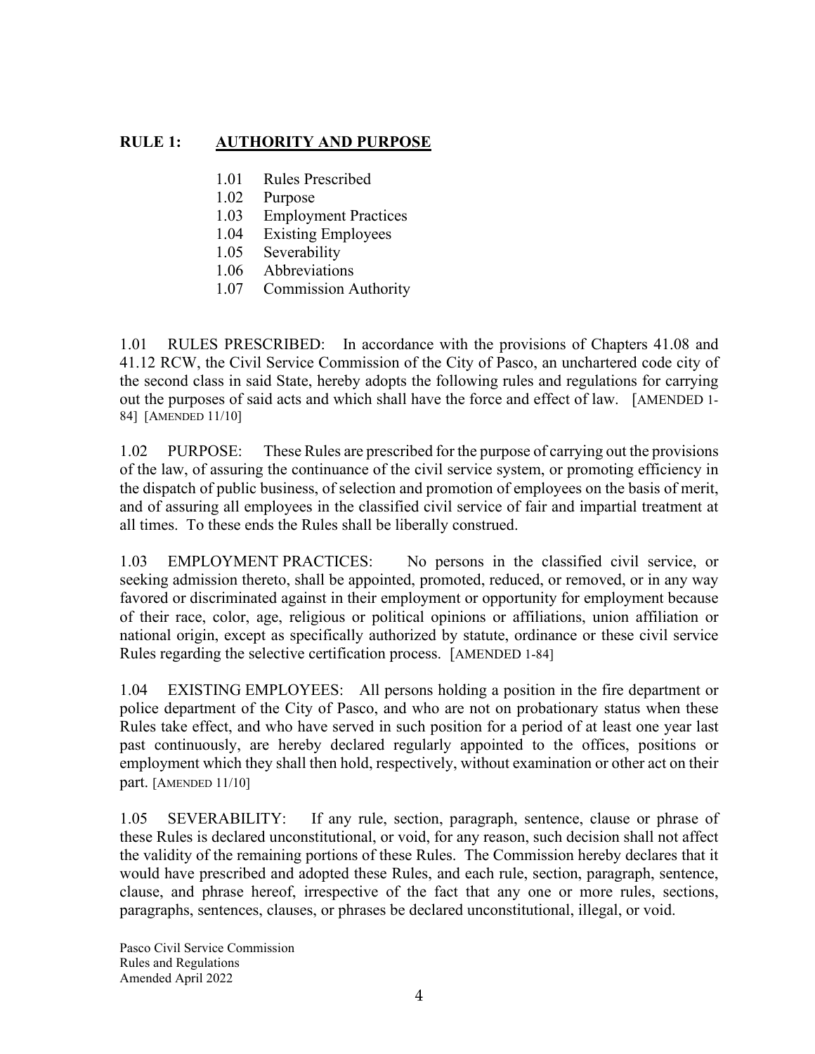## RULE 1: AUTHORITY AND PURPOSE

- 1.01 Rules Prescribed
- 1.02 Purpose
- 1.03 Employment Practices
- 1.04 Existing Employees
- 1.05 Severability
- 1.06 Abbreviations
- 1.07 Commission Authority

1.01 RULES PRESCRIBED: In accordance with the provisions of Chapters 41.08 and 41.12 RCW, the Civil Service Commission of the City of Pasco, an unchartered code city of the second class in said State, hereby adopts the following rules and regulations for carrying out the purposes of said acts and which shall have the force and effect of law. [AMENDED 1-84] [AMENDED 11/10]

1.02 PURPOSE: These Rules are prescribed for the purpose of carrying out the provisions of the law, of assuring the continuance of the civil service system, or promoting efficiency in the dispatch of public business, of selection and promotion of employees on the basis of merit, and of assuring all employees in the classified civil service of fair and impartial treatment at all times. To these ends the Rules shall be liberally construed.

1.03 EMPLOYMENT PRACTICES: No persons in the classified civil service, or seeking admission thereto, shall be appointed, promoted, reduced, or removed, or in any way favored or discriminated against in their employment or opportunity for employment because of their race, color, age, religious or political opinions or affiliations, union affiliation or national origin, except as specifically authorized by statute, ordinance or these civil service Rules regarding the selective certification process. [AMENDED 1-84]

1.04 EXISTING EMPLOYEES: All persons holding a position in the fire department or police department of the City of Pasco, and who are not on probationary status when these Rules take effect, and who have served in such position for a period of at least one year last past continuously, are hereby declared regularly appointed to the offices, positions or employment which they shall then hold, respectively, without examination or other act on their part. [AMENDED 11/10]

1.05 SEVERABILITY: If any rule, section, paragraph, sentence, clause or phrase of these Rules is declared unconstitutional, or void, for any reason, such decision shall not affect the validity of the remaining portions of these Rules. The Commission hereby declares that it would have prescribed and adopted these Rules, and each rule, section, paragraph, sentence, clause, and phrase hereof, irrespective of the fact that any one or more rules, sections, paragraphs, sentences, clauses, or phrases be declared unconstitutional, illegal, or void.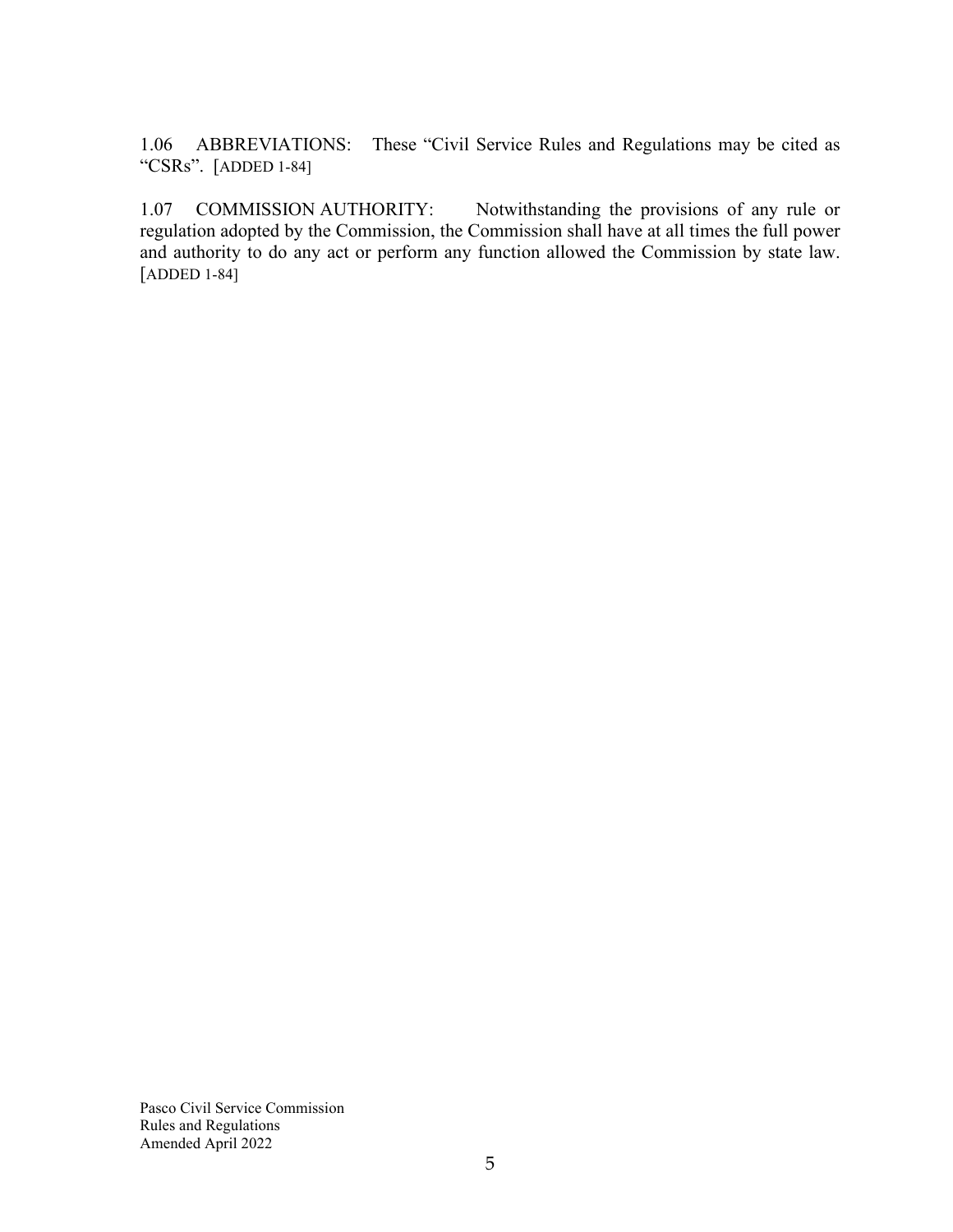1.06 ABBREVIATIONS: These "Civil Service Rules and Regulations may be cited as "CSRs". [ADDED 1-84]

1.07 COMMISSION AUTHORITY: Notwithstanding the provisions of any rule or regulation adopted by the Commission, the Commission shall have at all times the full power and authority to do any act or perform any function allowed the Commission by state law. [ADDED 1-84]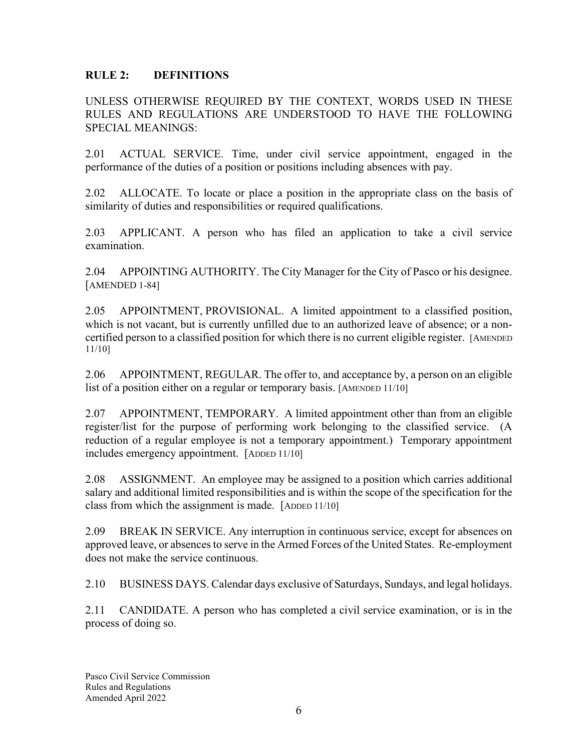## RULE 2: DEFINITIONS

UNLESS OTHERWISE REQUIRED BY THE CONTEXT, WORDS USED IN THESE RULES AND REGULATIONS ARE UNDERSTOOD TO HAVE THE FOLLOWING SPECIAL MEANINGS:

2.01 ACTUAL SERVICE. Time, under civil service appointment, engaged in the performance of the duties of a position or positions including absences with pay.

2.02 ALLOCATE. To locate or place a position in the appropriate class on the basis of similarity of duties and responsibilities or required qualifications.

2.03 APPLICANT. A person who has filed an application to take a civil service examination.

2.04 APPOINTING AUTHORITY. The City Manager for the City of Pasco or his designee. [AMENDED 1-84]

2.05 APPOINTMENT, PROVISIONAL. A limited appointment to a classified position, which is not vacant, but is currently unfilled due to an authorized leave of absence; or a non-certified person to a classified position for which there is no current eligible register. [AMENDED 11/10]

2.06 APPOINTMENT, REGULAR. The offer to, and acceptance by, a person on an eligible list of a position either on a regular or temporary basis. [AMENDED 11/10]

2.07 APPOINTMENT, TEMPORARY. A limited appointment other than from an eligible register/list for the purpose of performing work belonging to the classified service. (A reduction of a regular employee is not a temporary appointment.) Temporary appointment includes emergency appointment. [ADDED 11/10]

2.08 ASSIGNMENT. An employee may be assigned to a position which carries additional salary and additional limited responsibilities and is within the scope of the specification for the class from which the assignment is made. [ADDED 11/10]

2.09 BREAK IN SERVICE. Any interruption in continuous service, except for absences on approved leave, or absences to serve in the Armed Forces of the United States. Re-employment does not make the service continuous.

2.10 BUSINESS DAYS. Calendar days exclusive of Saturdays, Sundays, and legal holidays.

2.11 CANDIDATE. A person who has completed a civil service examination, or is in the process of doing so.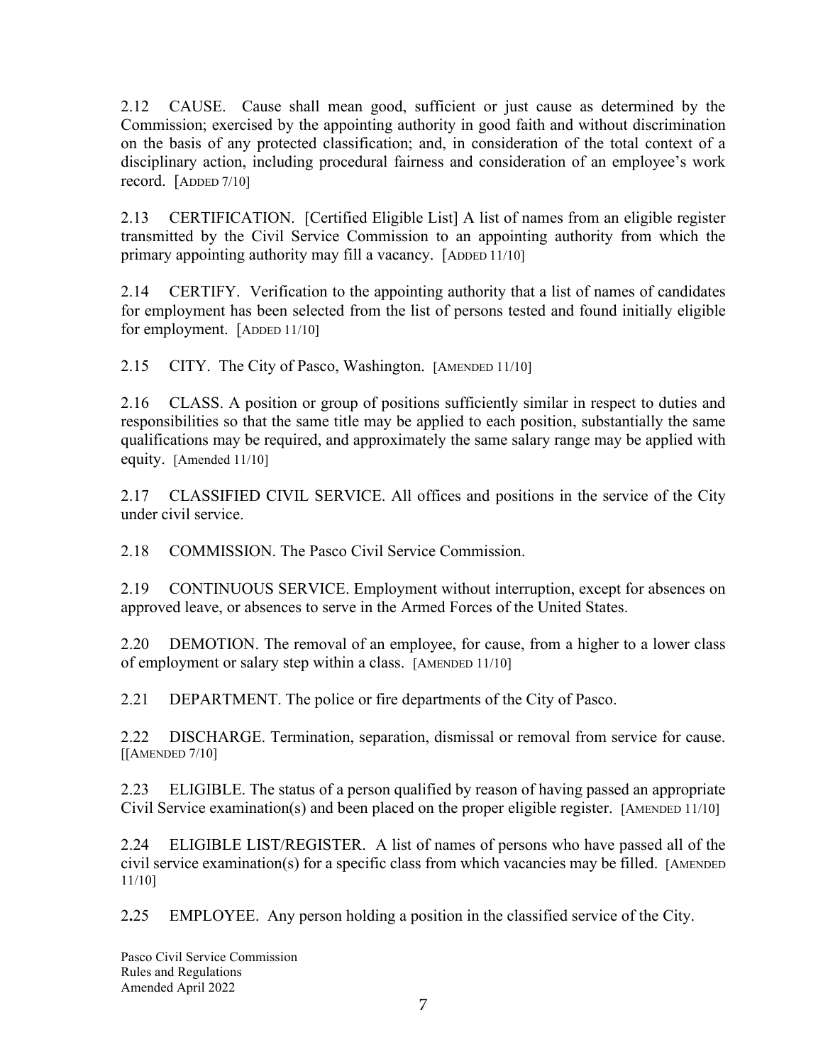2.12 CAUSE. Cause shall mean good, sufficient or just cause as determined by the Commission; exercised by the appointing authority in good faith and without discrimination on the basis of any protected classification; and, in consideration of the total context of a disciplinary action, including procedural fairness and consideration of an employee's work record. [ADDED 7/10]

2.13 CERTIFICATION. [Certified Eligible List] A list of names from an eligible register transmitted by the Civil Service Commission to an appointing authority from which the primary appointing authority may fill a vacancy. [ADDED 11/10]

2.14 CERTIFY. Verification to the appointing authority that a list of names of candidates for employment has been selected from the list of persons tested and found initially eligible for employment. [ADDED 11/10]

2.15 CITY. The City of Pasco, Washington. [AMENDED 11/10]

2.16 CLASS. A position or group of positions sufficiently similar in respect to duties and responsibilities so that the same title may be applied to each position, substantially the same qualifications may be required, and approximately the same salary range may be applied with equity. [Amended 11/10]

2.17 CLASSIFIED CIVIL SERVICE. All offices and positions in the service of the City under civil service.

2.18 COMMISSION. The Pasco Civil Service Commission.

2.19 CONTINUOUS SERVICE. Employment without interruption, except for absences on approved leave, or absences to serve in the Armed Forces of the United States.

2.20 DEMOTION. The removal of an employee, for cause, from a higher to a lower class of employment or salary step within a class. [AMENDED 11/10]

2.21 DEPARTMENT. The police or fire departments of the City of Pasco.

2.22 DISCHARGE. Termination, separation, dismissal or removal from service for cause. [[AMENDED 7/10]

2.23 ELIGIBLE. The status of a person qualified by reason of having passed an appropriate Civil Service examination(s) and been placed on the proper eligible register. [AMENDED 11/10]

2.24 ELIGIBLE LIST/REGISTER. A list of names of persons who have passed all of the civil service examination(s) for a specific class from which vacancies may be filled. [AMENDED 11/10]

2.25 EMPLOYEE. Any person holding a position in the classified service of the City.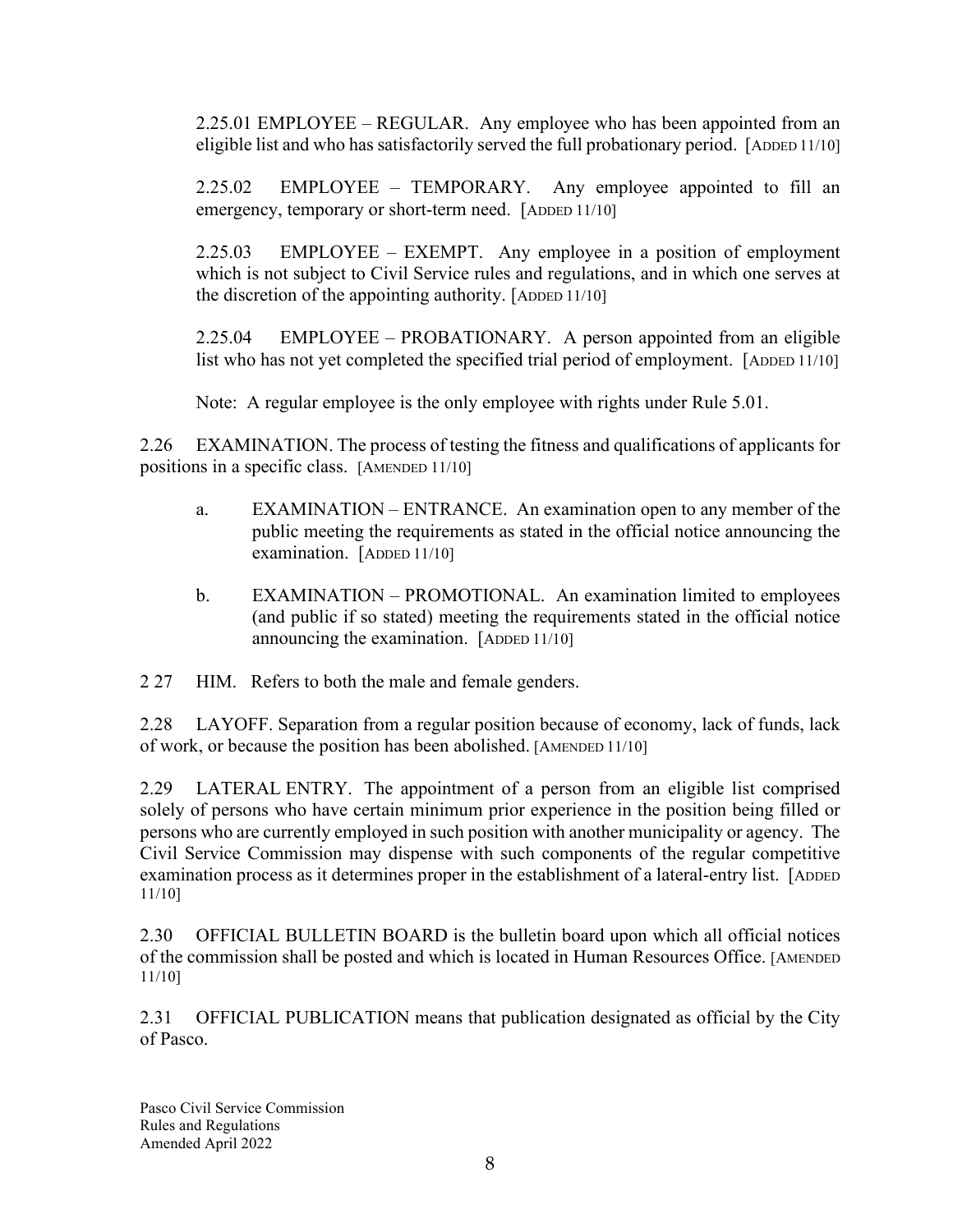2.25.01 EMPLOYEE – REGULAR. Any employee who has been appointed from an eligible list and who has satisfactorily served the full probationary period. [ADDED 11/10]

2.25.02 EMPLOYEE – TEMPORARY. Any employee appointed to fill an emergency, temporary or short-term need. [ADDED 11/10]

2.25.03 EMPLOYEE – EXEMPT. Any employee in a position of employment which is not subject to Civil Service rules and regulations, and in which one serves at the discretion of the appointing authority. [ADDED 11/10]

2.25.04 EMPLOYEE – PROBATIONARY. A person appointed from an eligible list who has not yet completed the specified trial period of employment. [ADDED 11/10]

Note: A regular employee is the only employee with rights under Rule 5.01.

2.26 EXAMINATION. The process of testing the fitness and qualifications of applicants for positions in a specific class. [AMENDED 11/10]

a. EXAMINATION – ENTRANCE. An examination open to any member of the public meeting the requirements as stated in the official notice announcing the examination. [ADDED 11/10]

b. EXAMINATION – PROMOTIONAL. An examination limited to employees (and public if so stated) meeting the requirements stated in the official notice announcing the examination. [ADDED 11/10]

2 27 HIM. Refers to both the male and female genders.

2.28 LAYOFF. Separation from a regular position because of economy, lack of funds, lack of work, or because the position has been abolished. [AMENDED 11/10]

2.29 LATERAL ENTRY. The appointment of a person from an eligible list comprised solely of persons who have certain minimum prior experience in the position being filled or persons who are currently employed in such position with another municipality or agency. The Civil Service Commission may dispense with such components of the regular competitive examination process as it determines proper in the establishment of a lateral-entry list. [ADDED 11/10]

2.30 OFFICIAL BULLETIN BOARD is the bulletin board upon which all official notices of the commission shall be posted and which is located in Human Resources Office. [AMENDED 11/10]

2.31 OFFICIAL PUBLICATION means that publication designated as official by the City of Pasco.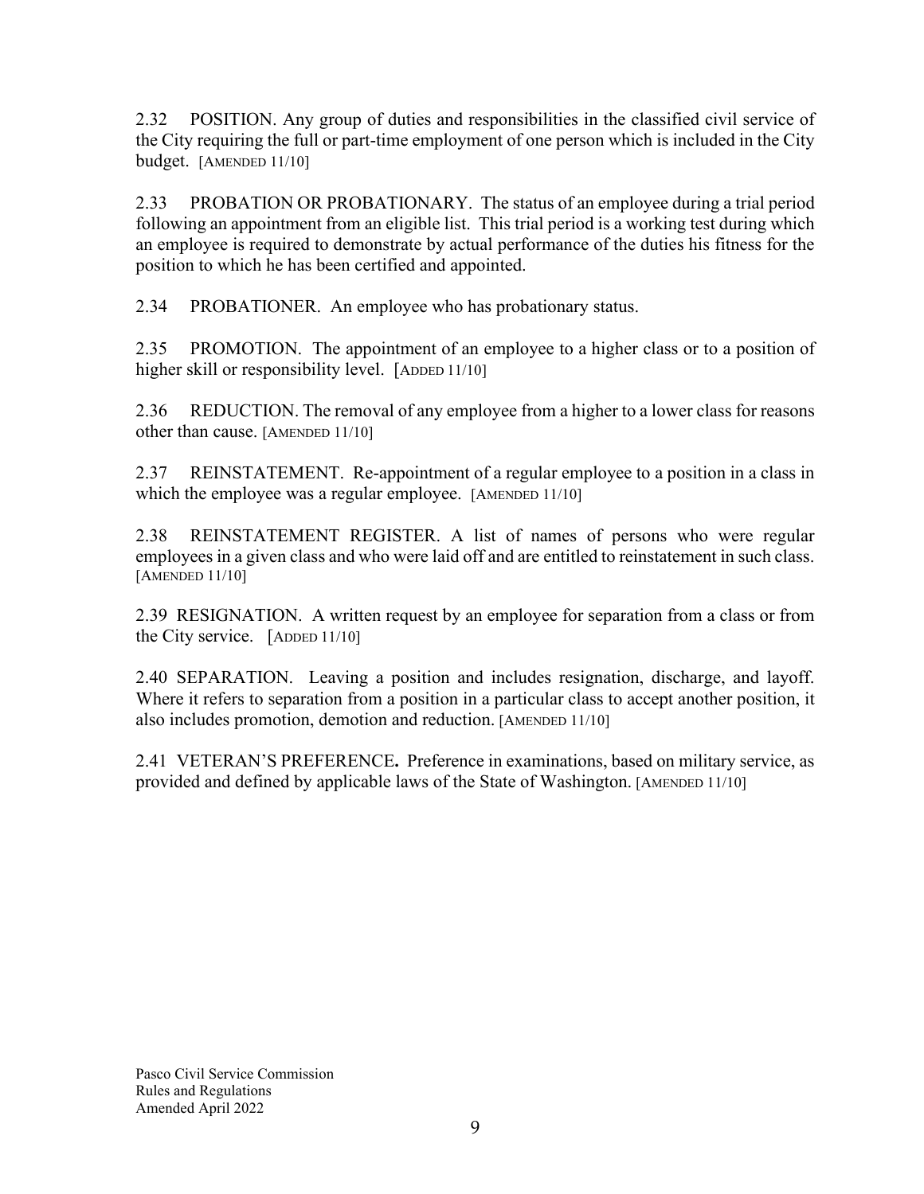2.32 POSITION. Any group of duties and responsibilities in the classified civil service of the City requiring the full or part-time employment of one person which is included in the City budget. [AMENDED 11/10]

2.33 PROBATION OR PROBATIONARY. The status of an employee during a trial period following an appointment from an eligible list. This trial period is a working test during which an employee is required to demonstrate by actual performance of the duties his fitness for the position to which he has been certified and appointed.

2.34 PROBATIONER. An employee who has probationary status.

2.35 PROMOTION. The appointment of an employee to a higher class or to a position of higher skill or responsibility level. [ADDED 11/10]

2.36 REDUCTION. The removal of any employee from a higher to a lower class for reasons other than cause. [AMENDED 11/10]

2.37 REINSTATEMENT. Re-appointment of a regular employee to a position in a class in which the employee was a regular employee. [AMENDED 11/10]

2.38 REINSTATEMENT REGISTER. A list of names of persons who were regular employees in a given class and who were laid off and are entitled to reinstatement in such class. [AMENDED 11/10]

2.39 RESIGNATION. A written request by an employee for separation from a class or from the City service. [ADDED 11/10]

2.40 SEPARATION. Leaving a position and includes resignation, discharge, and layoff. Where it refers to separation from a position in a particular class to accept another position, it also includes promotion, demotion and reduction. [AMENDED 11/10]

2.41 VETERAN'S PREFERENCE**.** Preference in examinations, based on military service, as provided and defined by applicable laws of the State of Washington. [AMENDED 11/10]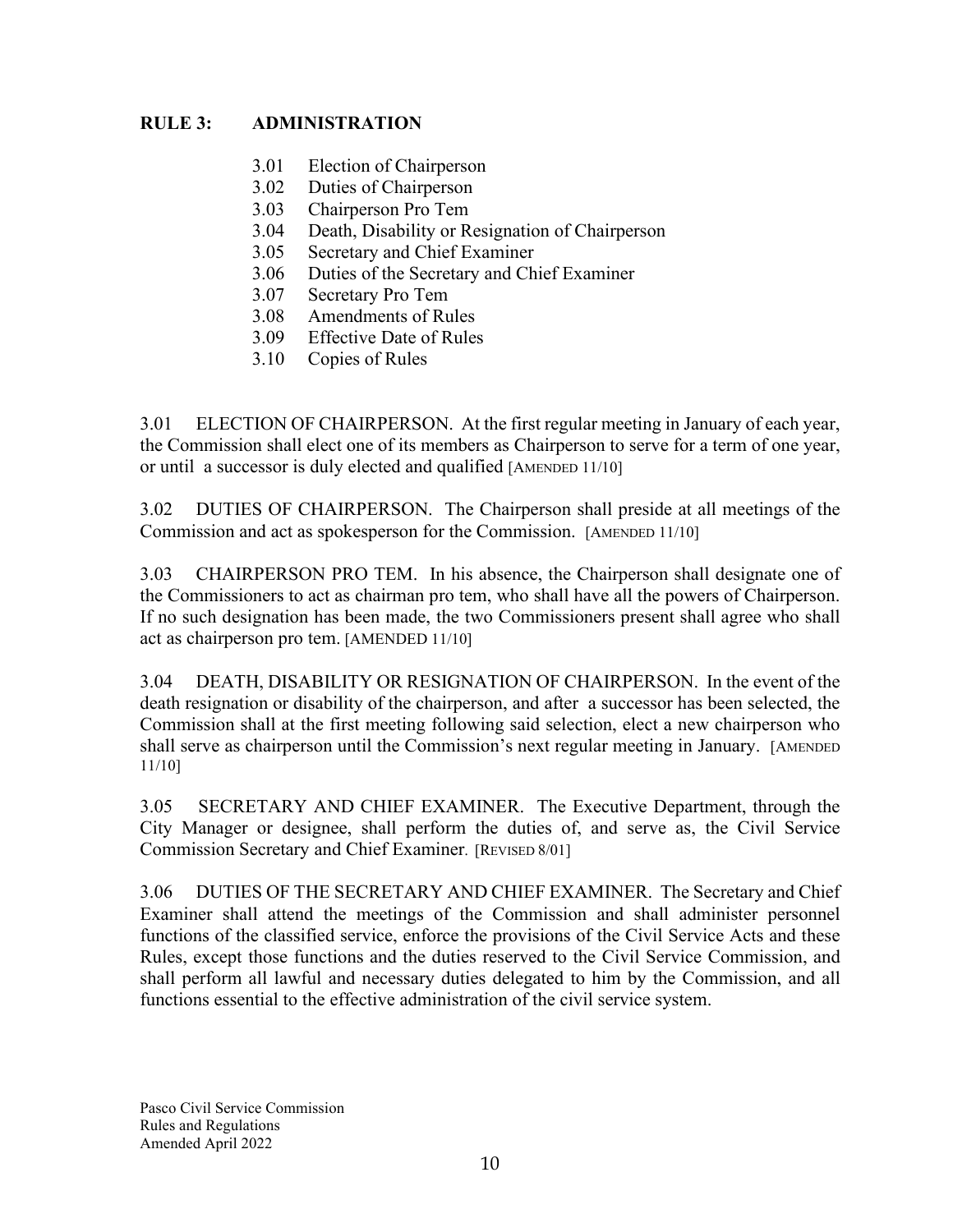## RULE 3: ADMINISTRATION

- 3.01 Election of Chairperson
- 3.02 Duties of Chairperson
- 3.03 Chairperson Pro Tem
- 3.04 Death, Disability or Resignation of Chairperson
- 3.05 Secretary and Chief Examiner
- 3.06 Duties of the Secretary and Chief Examiner
- 3.07 Secretary Pro Tem
- 3.08 Amendments of Rules
- 3.09 Effective Date of Rules
- 3.10 Copies of Rules

3.01 ELECTION OF CHAIRPERSON. At the first regular meeting in January of each year, the Commission shall elect one of its members as Chairperson to serve for a term of one year, or until a successor is duly elected and qualified [AMENDED 11/10]

3.02 DUTIES OF CHAIRPERSON. The Chairperson shall preside at all meetings of the Commission and act as spokesperson for the Commission. [AMENDED 11/10]

3.03 CHAIRPERSON PRO TEM. In his absence, the Chairperson shall designate one of the Commissioners to act as chairman pro tem, who shall have all the powers of Chairperson. If no such designation has been made, the two Commissioners present shall agree who shall act as chairperson pro tem. [AMENDED 11/10]

3.04 DEATH, DISABILITY OR RESIGNATION OF CHAIRPERSON. In the event of the death resignation or disability of the chairperson, and after a successor has been selected, the Commission shall at the first meeting following said selection, elect a new chairperson who shall serve as chairperson until the Commission's next regular meeting in January. [AMENDED 11/10]

3.05 SECRETARY AND CHIEF EXAMINER. The Executive Department, through the City Manager or designee, shall perform the duties of, and serve as, the Civil Service Commission Secretary and Chief Examiner. [REVISED 8/01]

3.06 DUTIES OF THE SECRETARY AND CHIEF EXAMINER. The Secretary and Chief Examiner shall attend the meetings of the Commission and shall administer personnel functions of the classified service, enforce the provisions of the Civil Service Acts and these Rules, except those functions and the duties reserved to the Civil Service Commission, and shall perform all lawful and necessary duties delegated to him by the Commission, and all functions essential to the effective administration of the civil service system.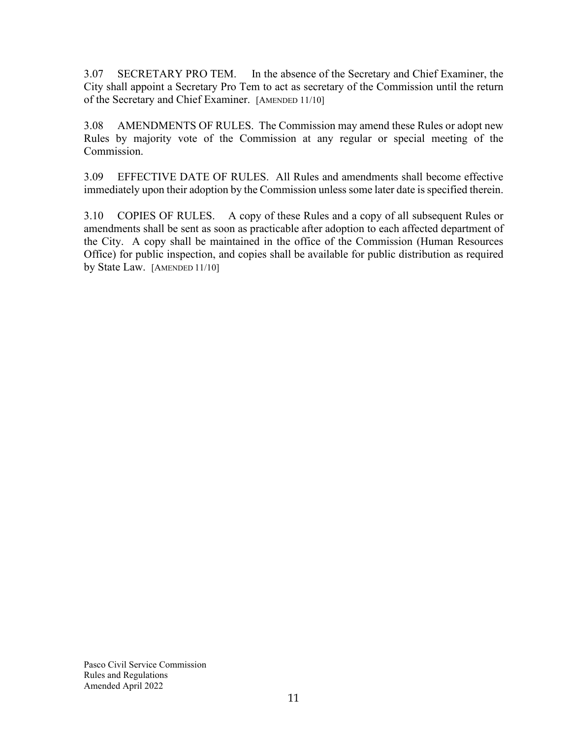3.07 SECRETARY PRO TEM. In the absence of the Secretary and Chief Examiner, the City shall appoint a Secretary Pro Tem to act as secretary of the Commission until the return of the Secretary and Chief Examiner. [AMENDED 11/10]

3.08 AMENDMENTS OF RULES. The Commission may amend these Rules or adopt new Rules by majority vote of the Commission at any regular or special meeting of the Commission.

3.09 EFFECTIVE DATE OF RULES. All Rules and amendments shall become effective immediately upon their adoption by the Commission unless some later date is specified therein.

3.10 COPIES OF RULES. A copy of these Rules and a copy of all subsequent Rules or amendments shall be sent as soon as practicable after adoption to each affected department of the City. A copy shall be maintained in the office of the Commission (Human Resources Office) for public inspection, and copies shall be available for public distribution as required by State Law. [AMENDED 11/10]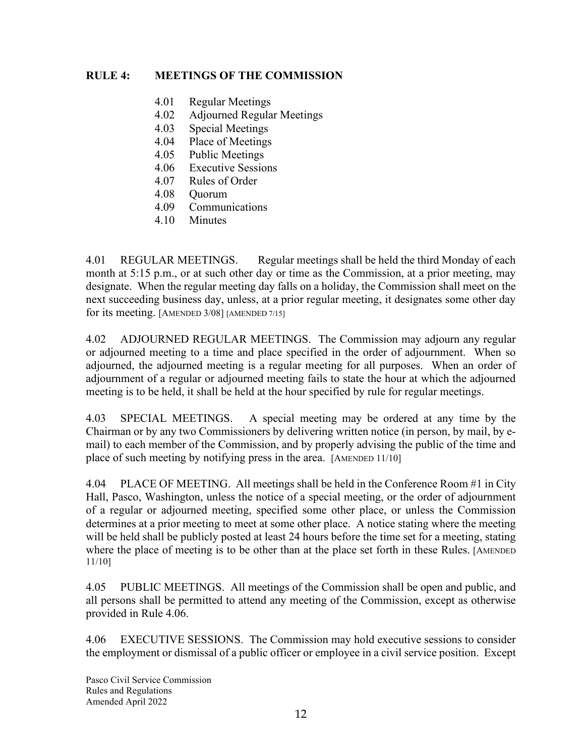## RULE 4: MEETINGS OF THE COMMISSION

- 4.01 Regular Meetings
- 4.02 Adjourned Regular Meetings
- 4.03 Special Meetings
- 4.04 Place of Meetings
- 4.05 Public Meetings
- 4.06 Executive Sessions
- 4.07 Rules of Order
- 4.08 Quorum
- 4.09 Communications
- 4.10 Minutes

4.01 REGULAR MEETINGS. Regular meetings shall be held the third Monday of each month at 5:15 p.m., or at such other day or time as the Commission, at a prior meeting, may designate. When the regular meeting day falls on a holiday, the Commission shall meet on the next succeeding business day, unless, at a prior regular meeting, it designates some other day for its meeting. [AMENDED 3/08] [AMENDED 7/15]

4.02 ADJOURNED REGULAR MEETINGS. The Commission may adjourn any regular or adjourned meeting to a time and place specified in the order of adjournment. When so adjourned, the adjourned meeting is a regular meeting for all purposes. When an order of adjournment of a regular or adjourned meeting fails to state the hour at which the adjourned meeting is to be held, it shall be held at the hour specified by rule for regular meetings.

4.03 SPECIAL MEETINGS. A special meeting may be ordered at any time by the Chairman or by any two Commissioners by delivering written notice (in person, by mail, by e-mail) to each member of the Commission, and by properly advising the public of the time and place of such meeting by notifying press in the area. [AMENDED 11/10]

4.04 PLACE OF MEETING. All meetings shall be held in the Conference Room #1 in City Hall, Pasco, Washington, unless the notice of a special meeting, or the order of adjournment of a regular or adjourned meeting, specified some other place, or unless the Commission determines at a prior meeting to meet at some other place. A notice stating where the meeting will be held shall be publicly posted at least 24 hours before the time set for a meeting, stating where the place of meeting is to be other than at the place set forth in these Rules. [AMENDED 11/10]

4.05 PUBLIC MEETINGS. All meetings of the Commission shall be open and public, and all persons shall be permitted to attend any meeting of the Commission, except as otherwise provided in Rule 4.06.

4.06 EXECUTIVE SESSIONS. The Commission may hold executive sessions to consider the employment or dismissal of a public officer or employee in a civil service position. Except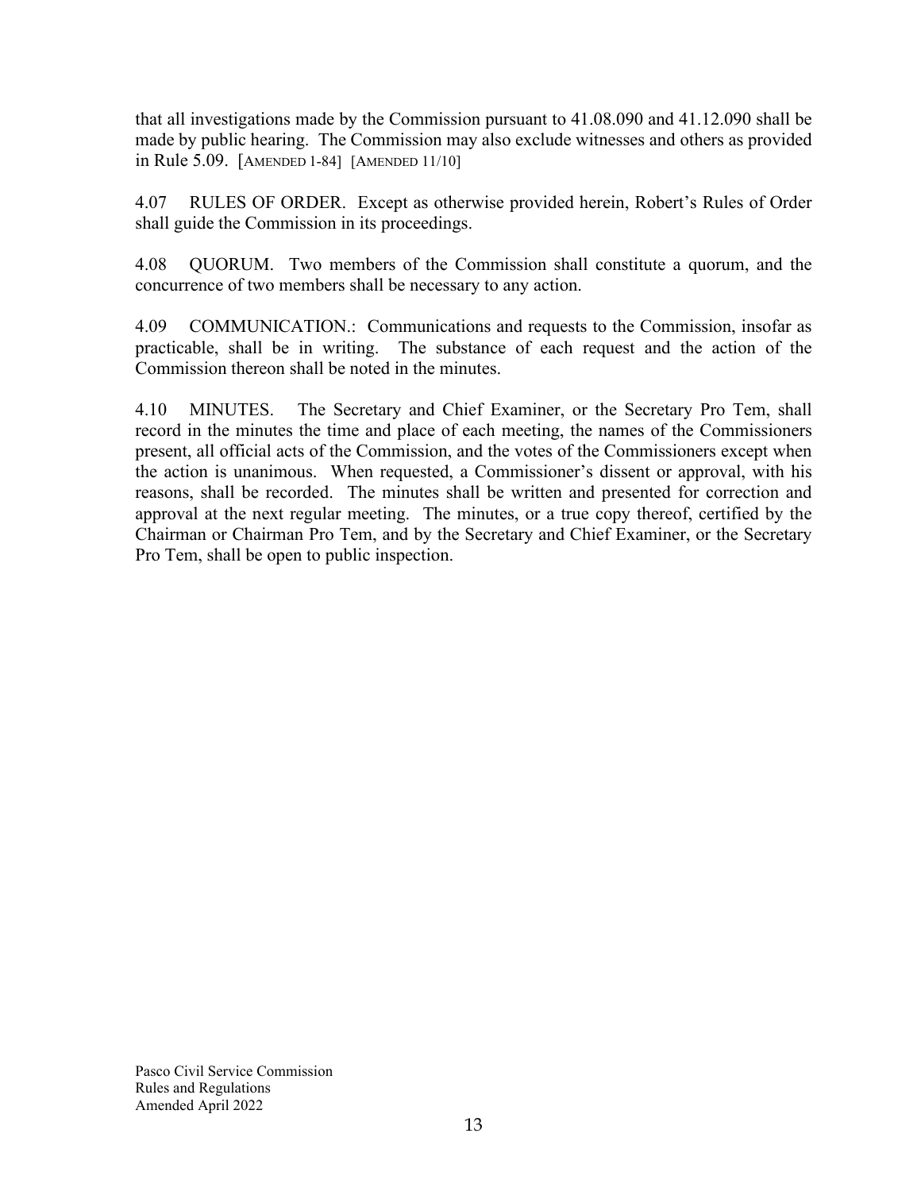that all investigations made by the Commission pursuant to 41.08.090 and 41.12.090 shall be made by public hearing. The Commission may also exclude witnesses and others as provided in Rule 5.09. [AMENDED 1-84] [AMENDED 11/10]

4.07 RULES OF ORDER. Except as otherwise provided herein, Robert's Rules of Order shall guide the Commission in its proceedings.

4.08 QUORUM. Two members of the Commission shall constitute a quorum, and the concurrence of two members shall be necessary to any action.

4.09 COMMUNICATION.: Communications and requests to the Commission, insofar as practicable, shall be in writing. The substance of each request and the action of the Commission thereon shall be noted in the minutes.

4.10 MINUTES. The Secretary and Chief Examiner, or the Secretary Pro Tem, shall record in the minutes the time and place of each meeting, the names of the Commissioners present, all official acts of the Commission, and the votes of the Commissioners except when the action is unanimous. When requested, a Commissioner's dissent or approval, with his reasons, shall be recorded. The minutes shall be written and presented for correction and approval at the next regular meeting. The minutes, or a true copy thereof, certified by the Chairman or Chairman Pro Tem, and by the Secretary and Chief Examiner, or the Secretary Pro Tem, shall be open to public inspection.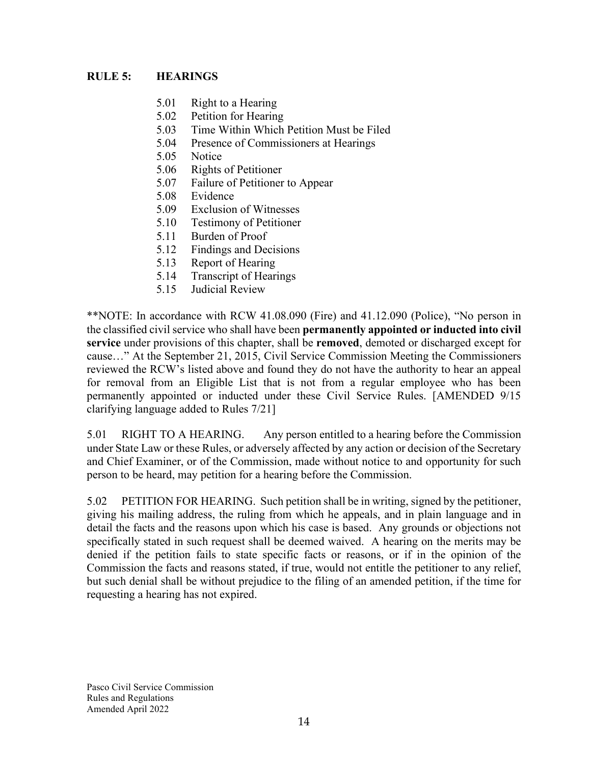## RULE 5: HEARINGS

5.01 Right to a Hearing
5.02 Petition for Hearing
5.03 Time Within Which Petition Must be Filed
5.04 Presence of Commissioners at Hearings
5.05 Notice
5.06 Rights of Petitioner
5.07 Failure of Petitioner to Appear
5.08 Evidence
5.09 Exclusion of Witnesses
5.10 Testimony of Petitioner
5.11 Burden of Proof
5.12 Findings and Decisions
5.13 Report of Hearing
5.14 Transcript of Hearings
5.15 Judicial Review

**NOTE: In accordance with RCW 41.08.090 (Fire) and 41.12.090 (Police), "No person in the classified civil service who shall have been **permanently appointed or inducted into civil service** under provisions of this chapter, shall be **removed**, demoted or discharged except for cause…" At the September 21, 2015, Civil Service Commission Meeting the Commissioners reviewed the RCW's listed above and found they do not have the authority to hear an appeal for removal from an Eligible List that is not from a regular employee who has been permanently appointed or inducted under these Civil Service Rules. [AMENDED 9/15 clarifying language added to Rules 7/21]

5.01 RIGHT TO A HEARING. Any person entitled to a hearing before the Commission under State Law or these Rules, or adversely affected by any action or decision of the Secretary and Chief Examiner, or of the Commission, made without notice to and opportunity for such person to be heard, may petition for a hearing before the Commission.

5.02 PETITION FOR HEARING. Such petition shall be in writing, signed by the petitioner, giving his mailing address, the ruling from which he appeals, and in plain language and in detail the facts and the reasons upon which his case is based. Any grounds or objections not specifically stated in such request shall be deemed waived. A hearing on the merits may be denied if the petition fails to state specific facts or reasons, or if in the opinion of the Commission the facts and reasons stated, if true, would not entitle the petitioner to any relief, but such denial shall be without prejudice to the filing of an amended petition, if the time for requesting a hearing has not expired.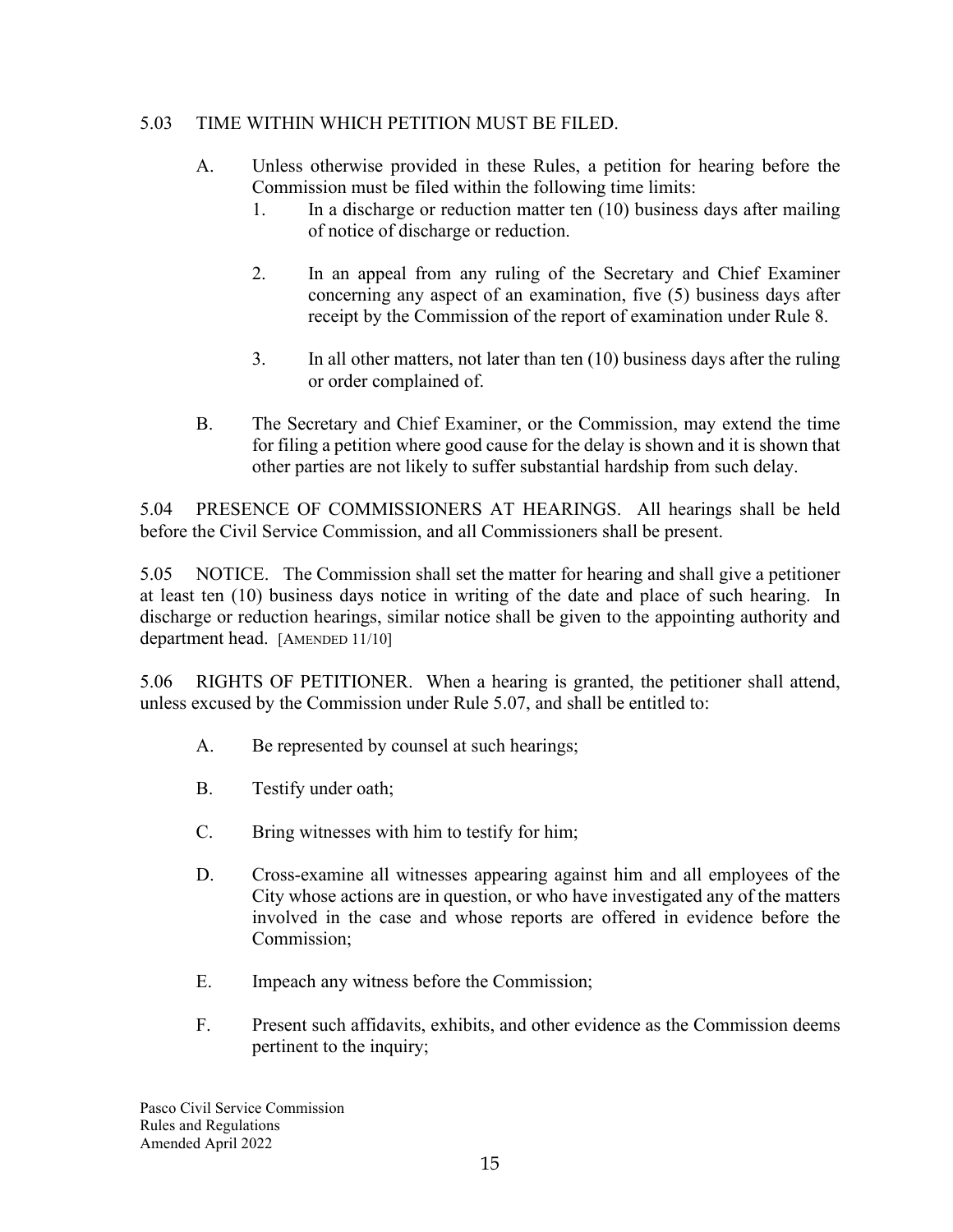5.03 TIME WITHIN WHICH PETITION MUST BE FILED.

A. Unless otherwise provided in these Rules, a petition for hearing before the Commission must be filed within the following time limits:

1. In a discharge or reduction matter ten (10) business days after mailing of notice of discharge or reduction.

2. In an appeal from any ruling of the Secretary and Chief Examiner concerning any aspect of an examination, five (5) business days after receipt by the Commission of the report of examination under Rule 8.

3. In all other matters, not later than ten (10) business days after the ruling or order complained of.

B. The Secretary and Chief Examiner, or the Commission, may extend the time for filing a petition where good cause for the delay is shown and it is shown that other parties are not likely to suffer substantial hardship from such delay.

5.04 PRESENCE OF COMMISSIONERS AT HEARINGS. All hearings shall be held before the Civil Service Commission, and all Commissioners shall be present.

5.05 NOTICE. The Commission shall set the matter for hearing and shall give a petitioner at least ten (10) business days notice in writing of the date and place of such hearing. In discharge or reduction hearings, similar notice shall be given to the appointing authority and department head. [AMENDED 11/10]

5.06 RIGHTS OF PETITIONER. When a hearing is granted, the petitioner shall attend, unless excused by the Commission under Rule 5.07, and shall be entitled to:

A. Be represented by counsel at such hearings;

B. Testify under oath;

C. Bring witnesses with him to testify for him;

D. Cross-examine all witnesses appearing against him and all employees of the City whose actions are in question, or who have investigated any of the matters involved in the case and whose reports are offered in evidence before the Commission;

E. Impeach any witness before the Commission;

F. Present such affidavits, exhibits, and other evidence as the Commission deems pertinent to the inquiry;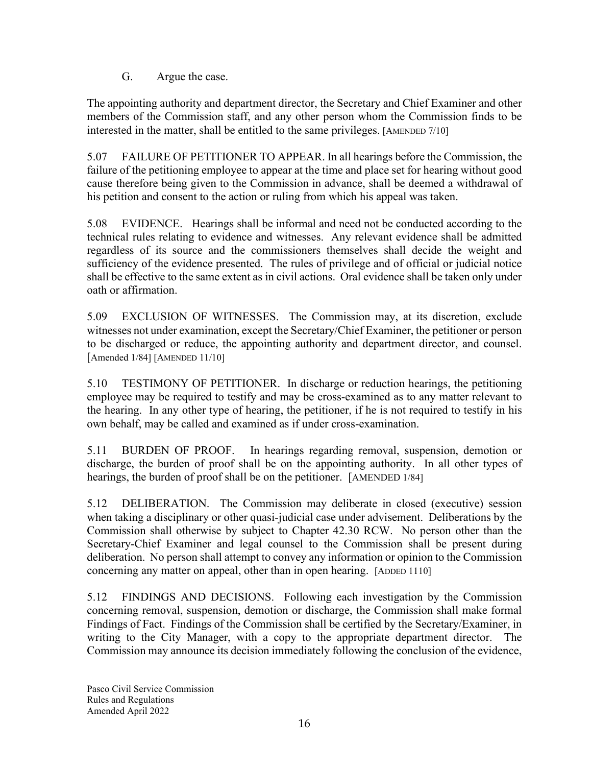G. Argue the case.

The appointing authority and department director, the Secretary and Chief Examiner and other members of the Commission staff, and any other person whom the Commission finds to be interested in the matter, shall be entitled to the same privileges. [AMENDED 7/10]

5.07 FAILURE OF PETITIONER TO APPEAR. In all hearings before the Commission, the failure of the petitioning employee to appear at the time and place set for hearing without good cause therefore being given to the Commission in advance, shall be deemed a withdrawal of his petition and consent to the action or ruling from which his appeal was taken.

5.08 EVIDENCE. Hearings shall be informal and need not be conducted according to the technical rules relating to evidence and witnesses. Any relevant evidence shall be admitted regardless of its source and the commissioners themselves shall decide the weight and sufficiency of the evidence presented. The rules of privilege and of official or judicial notice shall be effective to the same extent as in civil actions. Oral evidence shall be taken only under oath or affirmation.

5.09 EXCLUSION OF WITNESSES. The Commission may, at its discretion, exclude witnesses not under examination, except the Secretary/Chief Examiner, the petitioner or person to be discharged or reduce, the appointing authority and department director, and counsel. [Amended 1/84] [AMENDED 11/10]

5.10 TESTIMONY OF PETITIONER. In discharge or reduction hearings, the petitioning employee may be required to testify and may be cross-examined as to any matter relevant to the hearing. In any other type of hearing, the petitioner, if he is not required to testify in his own behalf, may be called and examined as if under cross-examination.

5.11 BURDEN OF PROOF. In hearings regarding removal, suspension, demotion or discharge, the burden of proof shall be on the appointing authority. In all other types of hearings, the burden of proof shall be on the petitioner. [AMENDED 1/84]

5.12 DELIBERATION. The Commission may deliberate in closed (executive) session when taking a disciplinary or other quasi-judicial case under advisement. Deliberations by the Commission shall otherwise by subject to Chapter 42.30 RCW. No person other than the Secretary-Chief Examiner and legal counsel to the Commission shall be present during deliberation. No person shall attempt to convey any information or opinion to the Commission concerning any matter on appeal, other than in open hearing. [ADDED 1110]

5.12 FINDINGS AND DECISIONS. Following each investigation by the Commission concerning removal, suspension, demotion or discharge, the Commission shall make formal Findings of Fact. Findings of the Commission shall be certified by the Secretary/Examiner, in writing to the City Manager, with a copy to the appropriate department director. The Commission may announce its decision immediately following the conclusion of the evidence,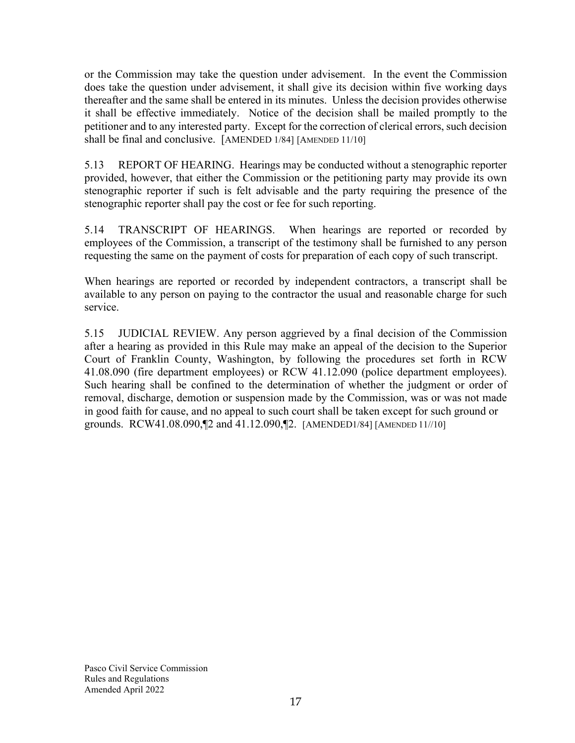or the Commission may take the question under advisement. In the event the Commission does take the question under advisement, it shall give its decision within five working days thereafter and the same shall be entered in its minutes. Unless the decision provides otherwise it shall be effective immediately. Notice of the decision shall be mailed promptly to the petitioner and to any interested party. Except for the correction of clerical errors, such decision shall be final and conclusive. [AMENDED 1/84] [AMENDED 11/10]

5.13 REPORT OF HEARING. Hearings may be conducted without a stenographic reporter provided, however, that either the Commission or the petitioning party may provide its own stenographic reporter if such is felt advisable and the party requiring the presence of the stenographic reporter shall pay the cost or fee for such reporting.

5.14 TRANSCRIPT OF HEARINGS. When hearings are reported or recorded by employees of the Commission, a transcript of the testimony shall be furnished to any person requesting the same on the payment of costs for preparation of each copy of such transcript.

When hearings are reported or recorded by independent contractors, a transcript shall be available to any person on paying to the contractor the usual and reasonable charge for such service.

5.15 JUDICIAL REVIEW. Any person aggrieved by a final decision of the Commission after a hearing as provided in this Rule may make an appeal of the decision to the Superior Court of Franklin County, Washington, by following the procedures set forth in RCW 41.08.090 (fire department employees) or RCW 41.12.090 (police department employees). Such hearing shall be confined to the determination of whether the judgment or order of removal, discharge, demotion or suspension made by the Commission, was or was not made in good faith for cause, and no appeal to such court shall be taken except for such ground or grounds. RCW41.08.090,¶2 and 41.12.090,¶2. [AMENDED1/84] [AMENDED 11//10]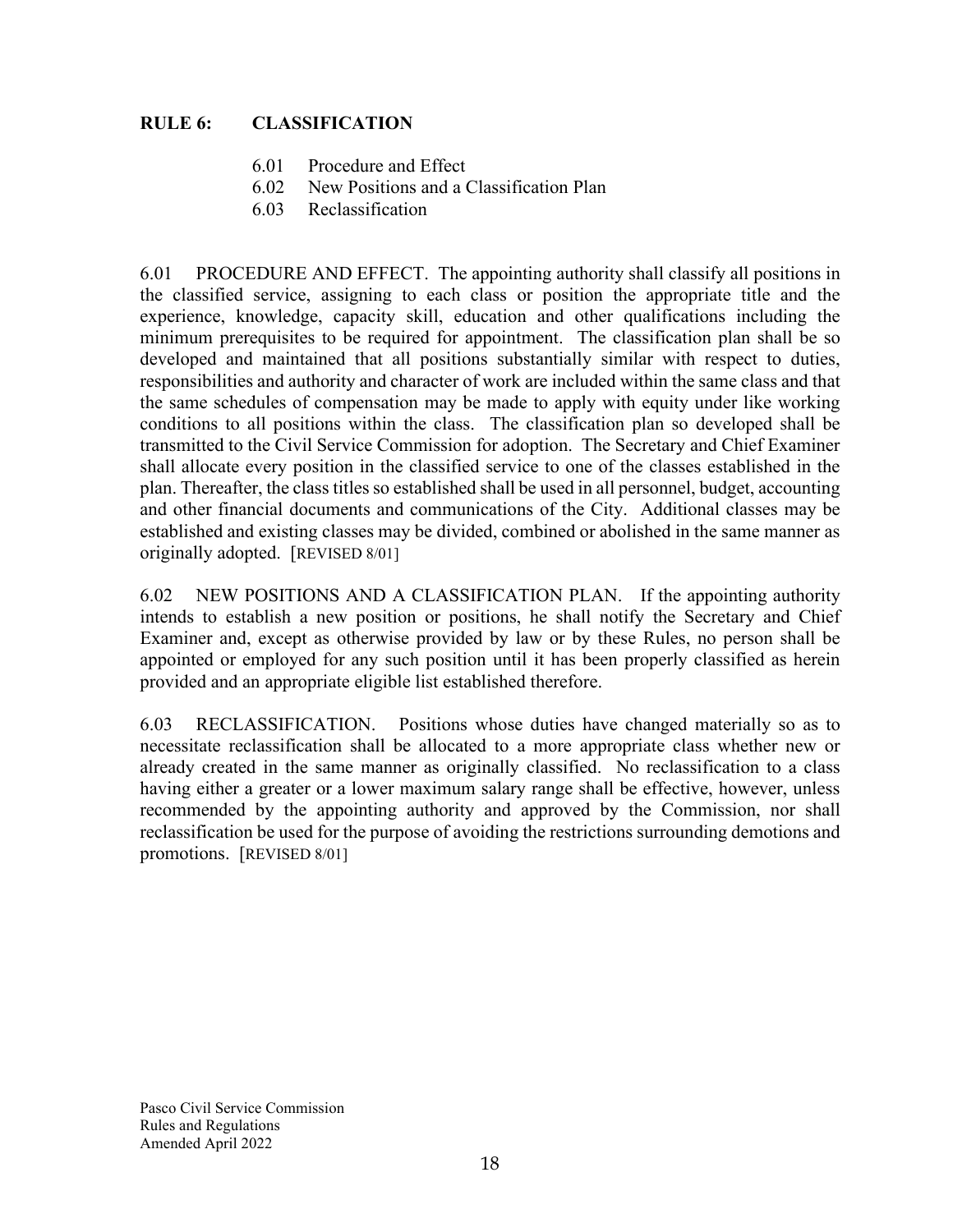## RULE 6: CLASSIFICATION

- 6.01 Procedure and Effect
- 6.02 New Positions and a Classification Plan
- 6.03 Reclassification

6.01 PROCEDURE AND EFFECT. The appointing authority shall classify all positions in the classified service, assigning to each class or position the appropriate title and the experience, knowledge, capacity skill, education and other qualifications including the minimum prerequisites to be required for appointment. The classification plan shall be so developed and maintained that all positions substantially similar with respect to duties, responsibilities and authority and character of work are included within the same class and that the same schedules of compensation may be made to apply with equity under like working conditions to all positions within the class. The classification plan so developed shall be transmitted to the Civil Service Commission for adoption. The Secretary and Chief Examiner shall allocate every position in the classified service to one of the classes established in the plan. Thereafter, the class titles so established shall be used in all personnel, budget, accounting and other financial documents and communications of the City. Additional classes may be established and existing classes may be divided, combined or abolished in the same manner as originally adopted. [REVISED 8/01]

6.02 NEW POSITIONS AND A CLASSIFICATION PLAN. If the appointing authority intends to establish a new position or positions, he shall notify the Secretary and Chief Examiner and, except as otherwise provided by law or by these Rules, no person shall be appointed or employed for any such position until it has been properly classified as herein provided and an appropriate eligible list established therefore.

6.03 RECLASSIFICATION. Positions whose duties have changed materially so as to necessitate reclassification shall be allocated to a more appropriate class whether new or already created in the same manner as originally classified. No reclassification to a class having either a greater or a lower maximum salary range shall be effective, however, unless recommended by the appointing authority and approved by the Commission, nor shall reclassification be used for the purpose of avoiding the restrictions surrounding demotions and promotions. [REVISED 8/01]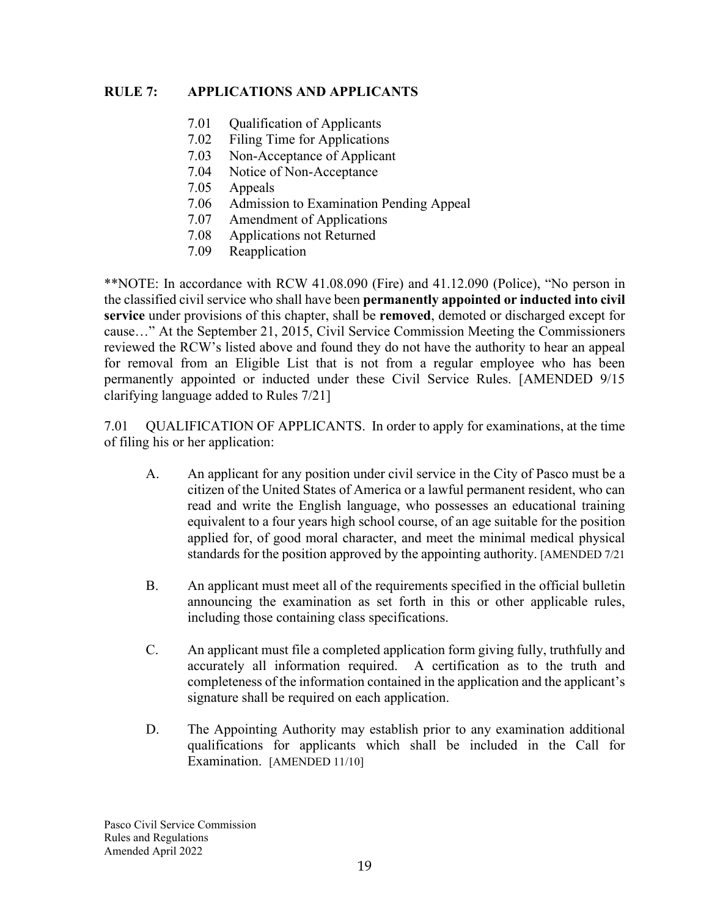## RULE 7: APPLICATIONS AND APPLICANTS

- 7.01 Qualification of Applicants
- 7.02 Filing Time for Applications
- 7.03 Non-Acceptance of Applicant
- 7.04 Notice of Non-Acceptance
- 7.05 Appeals
- 7.06 Admission to Examination Pending Appeal
- 7.07 Amendment of Applications
- 7.08 Applications not Returned
- 7.09 Reapplication

**NOTE: In accordance with RCW 41.08.090 (Fire) and 41.12.090 (Police), "No person in the classified civil service who shall have been **permanently appointed or inducted into civil service** under provisions of this chapter, shall be **removed**, demoted or discharged except for cause…" At the September 21, 2015, Civil Service Commission Meeting the Commissioners reviewed the RCW's listed above and found they do not have the authority to hear an appeal for removal from an Eligible List that is not from a regular employee who has been permanently appointed or inducted under these Civil Service Rules. [AMENDED 9/15 clarifying language added to Rules 7/21]

7.01 QUALIFICATION OF APPLICANTS. In order to apply for examinations, at the time of filing his or her application:

A. An applicant for any position under civil service in the City of Pasco must be a citizen of the United States of America or a lawful permanent resident, who can read and write the English language, who possesses an educational training equivalent to a four years high school course, of an age suitable for the position applied for, of good moral character, and meet the minimal medical physical standards for the position approved by the appointing authority. [AMENDED 7/21

B. An applicant must meet all of the requirements specified in the official bulletin announcing the examination as set forth in this or other applicable rules, including those containing class specifications.

C. An applicant must file a completed application form giving fully, truthfully and accurately all information required. A certification as to the truth and completeness of the information contained in the application and the applicant's signature shall be required on each application.

D. The Appointing Authority may establish prior to any examination additional qualifications for applicants which shall be included in the Call for Examination. [AMENDED 11/10]

Pasco Civil Service Commission
Rules and Regulations
Amended April 2022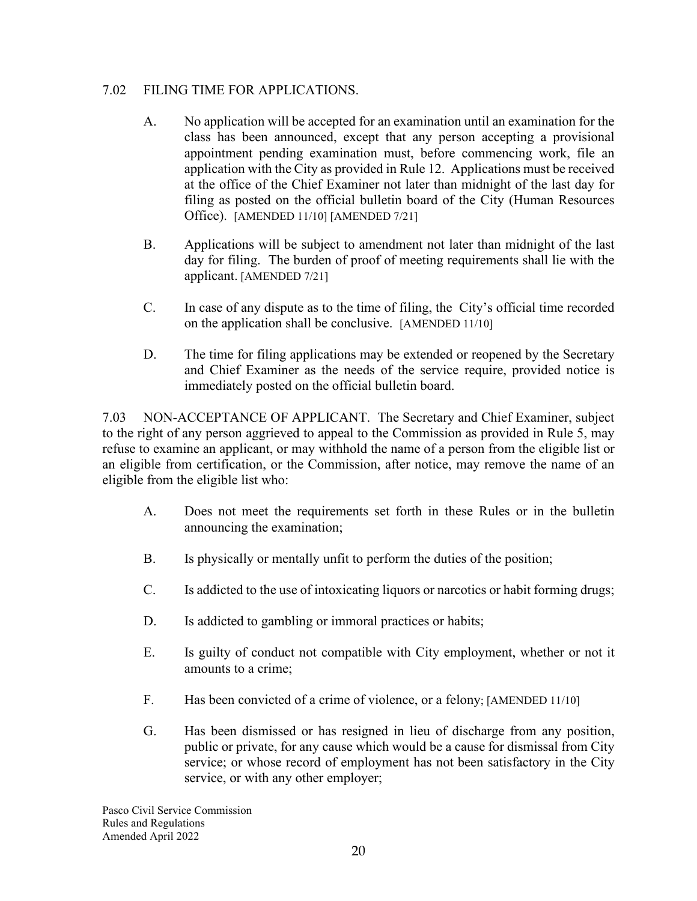7.02 FILING TIME FOR APPLICATIONS.

A. No application will be accepted for an examination until an examination for the class has been announced, except that any person accepting a provisional appointment pending examination must, before commencing work, file an application with the City as provided in Rule 12. Applications must be received at the office of the Chief Examiner not later than midnight of the last day for filing as posted on the official bulletin board of the City (Human Resources Office). [AMENDED 11/10] [AMENDED 7/21]

B. Applications will be subject to amendment not later than midnight of the last day for filing. The burden of proof of meeting requirements shall lie with the applicant. [AMENDED 7/21]

C. In case of any dispute as to the time of filing, the City's official time recorded on the application shall be conclusive. [AMENDED 11/10]

D. The time for filing applications may be extended or reopened by the Secretary and Chief Examiner as the needs of the service require, provided notice is immediately posted on the official bulletin board.

7.03 NON-ACCEPTANCE OF APPLICANT. The Secretary and Chief Examiner, subject to the right of any person aggrieved to appeal to the Commission as provided in Rule 5, may refuse to examine an applicant, or may withhold the name of a person from the eligible list or an eligible from certification, or the Commission, after notice, may remove the name of an eligible from the eligible list who:

A. Does not meet the requirements set forth in these Rules or in the bulletin announcing the examination;

B. Is physically or mentally unfit to perform the duties of the position;

C. Is addicted to the use of intoxicating liquors or narcotics or habit forming drugs;

D. Is addicted to gambling or immoral practices or habits;

E. Is guilty of conduct not compatible with City employment, whether or not it amounts to a crime;

F. Has been convicted of a crime of violence, or a felony; [AMENDED 11/10]

G. Has been dismissed or has resigned in lieu of discharge from any position, public or private, for any cause which would be a cause for dismissal from City service; or whose record of employment has not been satisfactory in the City service, or with any other employer;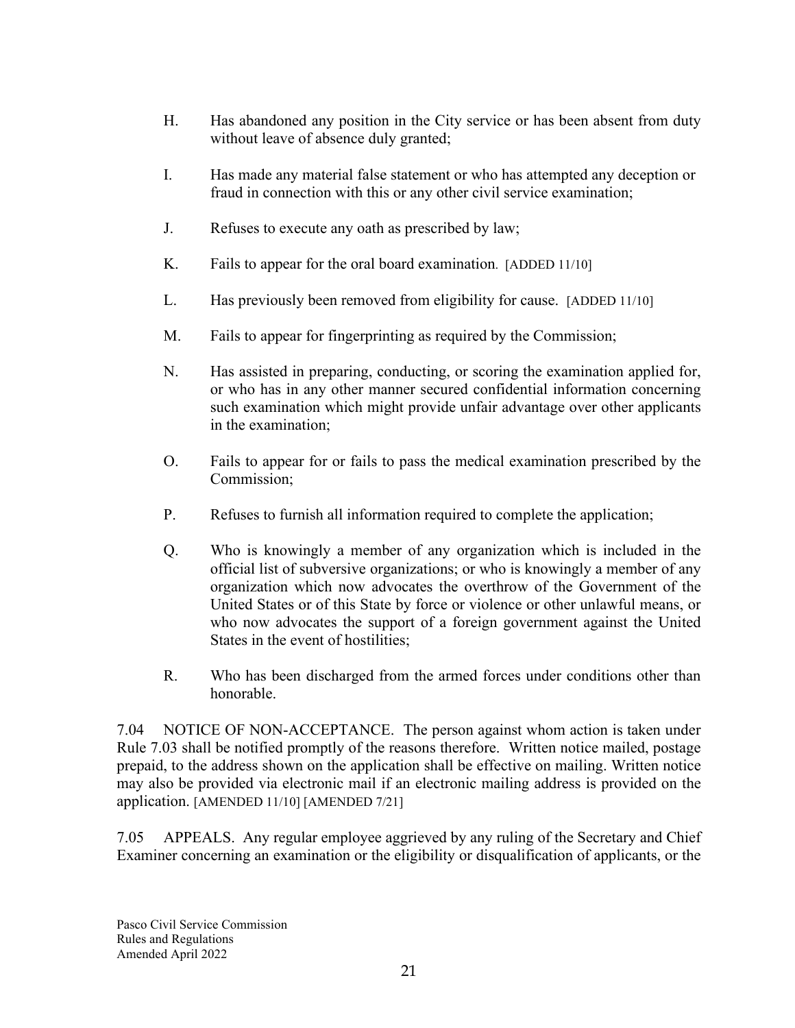H. Has abandoned any position in the City service or has been absent from duty without leave of absence duly granted;

I. Has made any material false statement or who has attempted any deception or fraud in connection with this or any other civil service examination;

J. Refuses to execute any oath as prescribed by law;

K. Fails to appear for the oral board examination. [ADDED 11/10]

L. Has previously been removed from eligibility for cause. [ADDED 11/10]

M. Fails to appear for fingerprinting as required by the Commission;

N. Has assisted in preparing, conducting, or scoring the examination applied for, or who has in any other manner secured confidential information concerning such examination which might provide unfair advantage over other applicants in the examination;

O. Fails to appear for or fails to pass the medical examination prescribed by the Commission;

P. Refuses to furnish all information required to complete the application;

Q. Who is knowingly a member of any organization which is included in the official list of subversive organizations; or who is knowingly a member of any organization which now advocates the overthrow of the Government of the United States or of this State by force or violence or other unlawful means, or who now advocates the support of a foreign government against the United States in the event of hostilities;

R. Who has been discharged from the armed forces under conditions other than honorable.

7.04 NOTICE OF NON-ACCEPTANCE. The person against whom action is taken under Rule 7.03 shall be notified promptly of the reasons therefore. Written notice mailed, postage prepaid, to the address shown on the application shall be effective on mailing. Written notice may also be provided via electronic mail if an electronic mailing address is provided on the application. [AMENDED 11/10] [AMENDED 7/21]

7.05 APPEALS. Any regular employee aggrieved by any ruling of the Secretary and Chief Examiner concerning an examination or the eligibility or disqualification of applicants, or the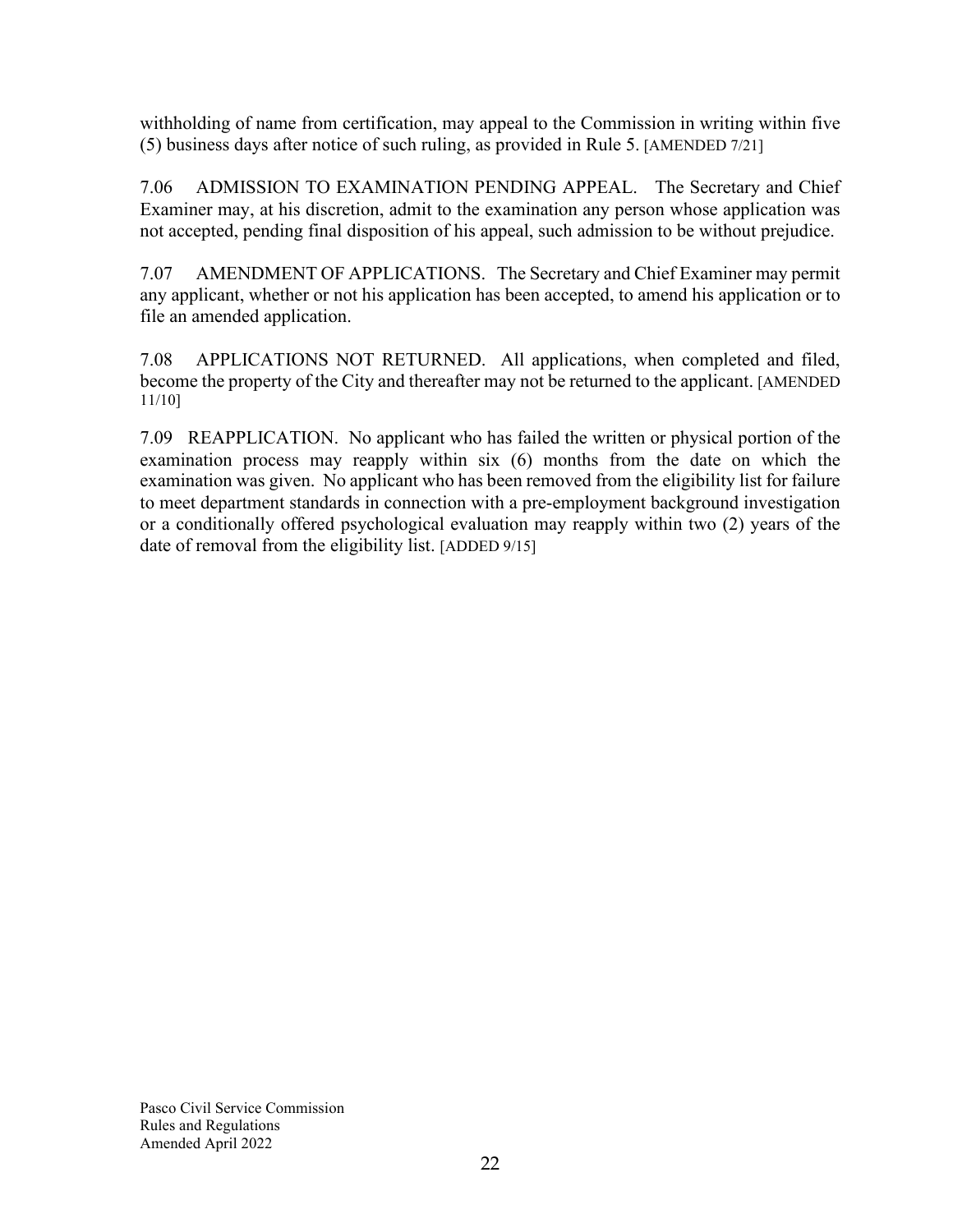withholding of name from certification, may appeal to the Commission in writing within five (5) business days after notice of such ruling, as provided in Rule 5. [AMENDED 7/21]

7.06 ADMISSION TO EXAMINATION PENDING APPEAL. The Secretary and Chief Examiner may, at his discretion, admit to the examination any person whose application was not accepted, pending final disposition of his appeal, such admission to be without prejudice.

7.07 AMENDMENT OF APPLICATIONS. The Secretary and Chief Examiner may permit any applicant, whether or not his application has been accepted, to amend his application or to file an amended application.

7.08 APPLICATIONS NOT RETURNED. All applications, when completed and filed, become the property of the City and thereafter may not be returned to the applicant. [AMENDED 11/10]

7.09 REAPPLICATION. No applicant who has failed the written or physical portion of the examination process may reapply within six (6) months from the date on which the examination was given. No applicant who has been removed from the eligibility list for failure to meet department standards in connection with a pre-employment background investigation or a conditionally offered psychological evaluation may reapply within two (2) years of the date of removal from the eligibility list. [ADDED 9/15]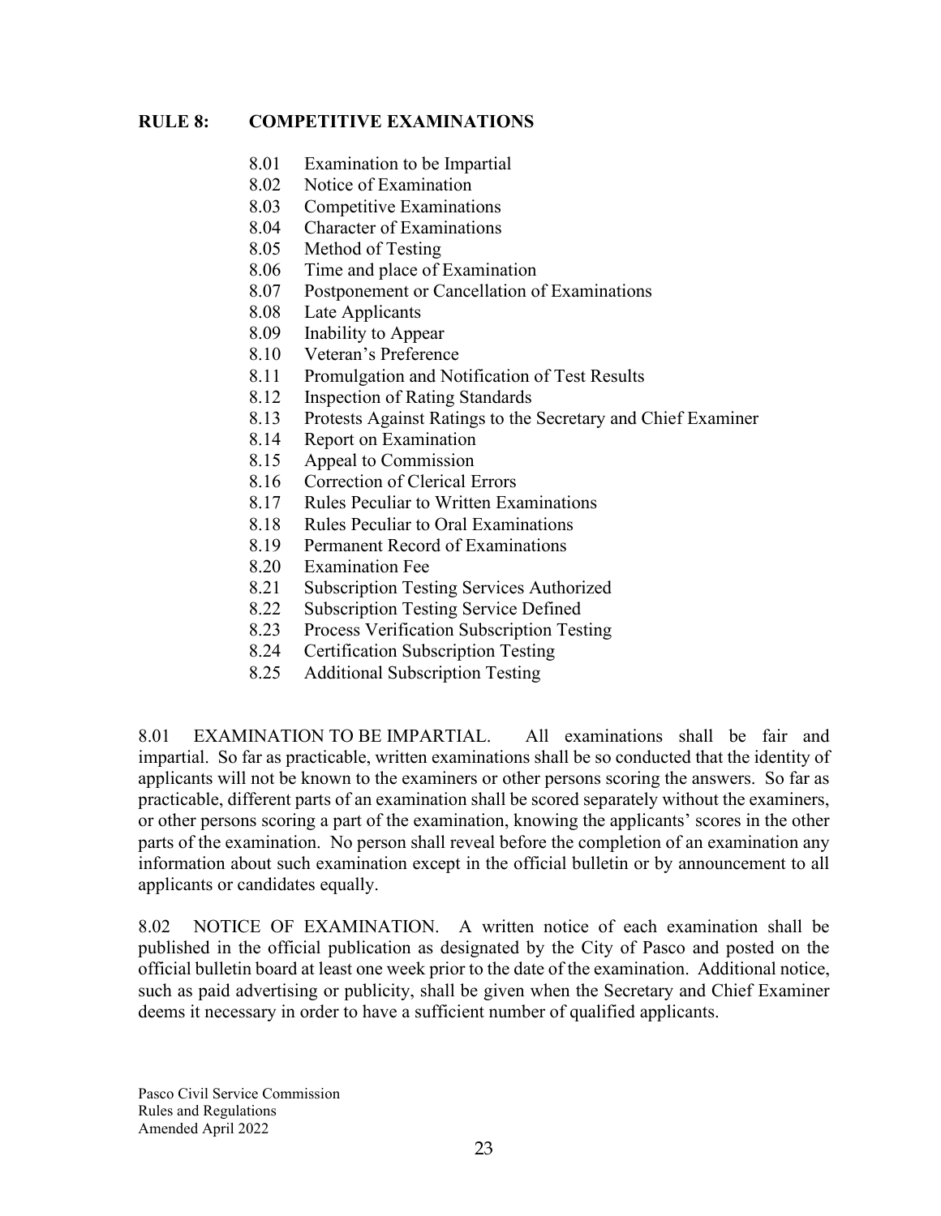## RULE 8: COMPETITIVE EXAMINATIONS

- 8.01 Examination to be Impartial
- 8.02 Notice of Examination
- 8.03 Competitive Examinations
- 8.04 Character of Examinations
- 8.05 Method of Testing
- 8.06 Time and place of Examination
- 8.07 Postponement or Cancellation of Examinations
- 8.08 Late Applicants
- 8.09 Inability to Appear
- 8.10 Veteran's Preference
- 8.11 Promulgation and Notification of Test Results
- 8.12 Inspection of Rating Standards
- 8.13 Protests Against Ratings to the Secretary and Chief Examiner
- 8.14 Report on Examination
- 8.15 Appeal to Commission
- 8.16 Correction of Clerical Errors
- 8.17 Rules Peculiar to Written Examinations
- 8.18 Rules Peculiar to Oral Examinations
- 8.19 Permanent Record of Examinations
- 8.20 Examination Fee
- 8.21 Subscription Testing Services Authorized
- 8.22 Subscription Testing Service Defined
- 8.23 Process Verification Subscription Testing
- 8.24 Certification Subscription Testing
- 8.25 Additional Subscription Testing

8.01 EXAMINATION TO BE IMPARTIAL. All examinations shall be fair and impartial. So far as practicable, written examinations shall be so conducted that the identity of applicants will not be known to the examiners or other persons scoring the answers. So far as practicable, different parts of an examination shall be scored separately without the examiners, or other persons scoring a part of the examination, knowing the applicants' scores in the other parts of the examination. No person shall reveal before the completion of an examination any information about such examination except in the official bulletin or by announcement to all applicants or candidates equally.

8.02 NOTICE OF EXAMINATION. A written notice of each examination shall be published in the official publication as designated by the City of Pasco and posted on the official bulletin board at least one week prior to the date of the examination. Additional notice, such as paid advertising or publicity, shall be given when the Secretary and Chief Examiner deems it necessary in order to have a sufficient number of qualified applicants.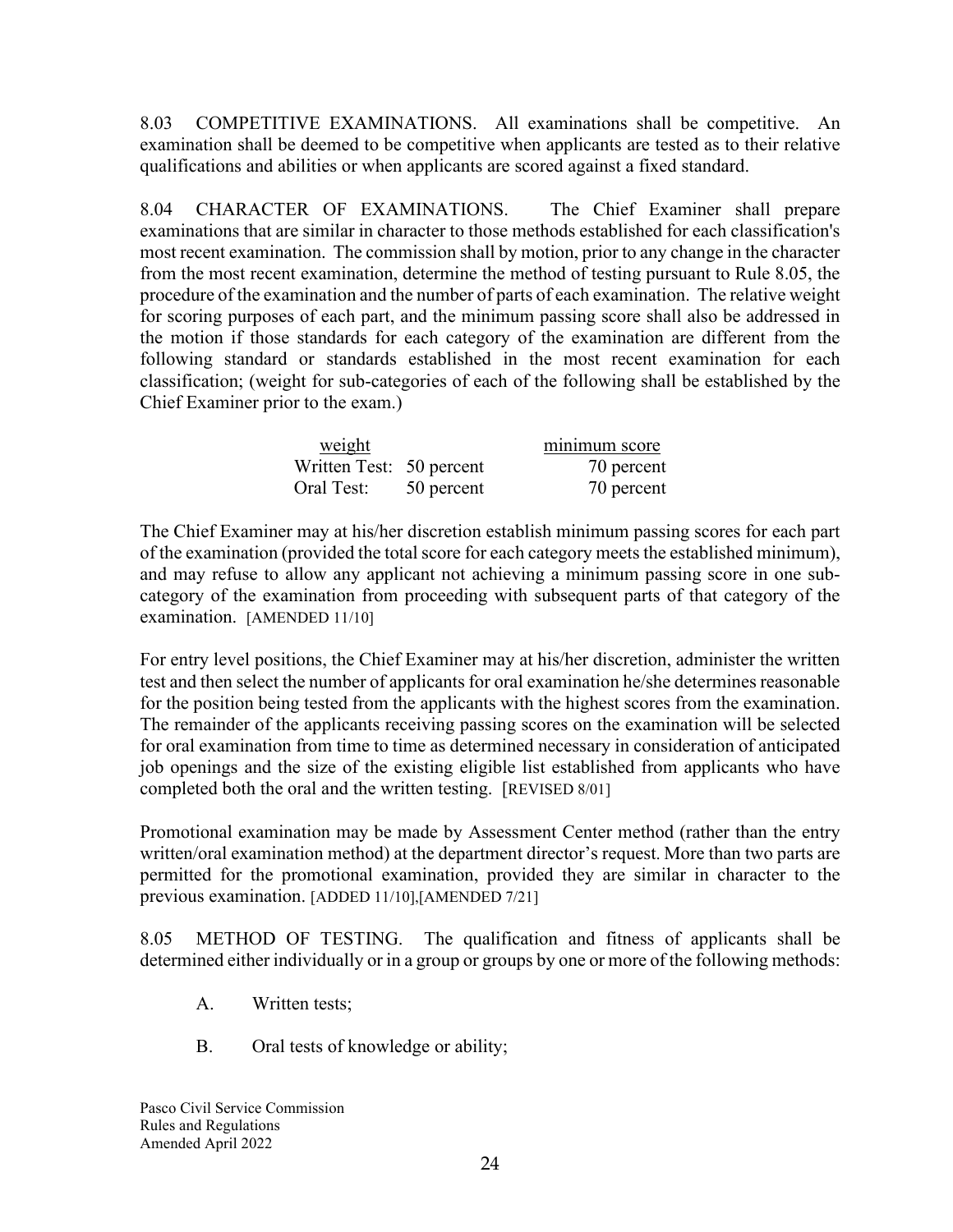8.03 COMPETITIVE EXAMINATIONS. All examinations shall be competitive. An examination shall be deemed to be competitive when applicants are tested as to their relative qualifications and abilities or when applicants are scored against a fixed standard.

8.04 CHARACTER OF EXAMINATIONS. The Chief Examiner shall prepare examinations that are similar in character to those methods established for each classification's most recent examination. The commission shall by motion, prior to any change in the character from the most recent examination, determine the method of testing pursuant to Rule 8.05, the procedure of the examination and the number of parts of each examination. The relative weight for scoring purposes of each part, and the minimum passing score shall also be addressed in the motion if those standards for each category of the examination are different from the following standard or standards established in the most recent examination for each classification; (weight for sub-categories of each of the following shall be established by the Chief Examiner prior to the exam.)

| weight | | minimum score |
|---|---|---|
| Written Test: | 50 percent | 70 percent |
| Oral Test: | 50 percent | 70 percent |

The Chief Examiner may at his/her discretion establish minimum passing scores for each part of the examination (provided the total score for each category meets the established minimum), and may refuse to allow any applicant not achieving a minimum passing score in one sub-category of the examination from proceeding with subsequent parts of that category of the examination. [AMENDED 11/10]

For entry level positions, the Chief Examiner may at his/her discretion, administer the written test and then select the number of applicants for oral examination he/she determines reasonable for the position being tested from the applicants with the highest scores from the examination. The remainder of the applicants receiving passing scores on the examination will be selected for oral examination from time to time as determined necessary in consideration of anticipated job openings and the size of the existing eligible list established from applicants who have completed both the oral and the written testing. [REVISED 8/01]

Promotional examination may be made by Assessment Center method (rather than the entry written/oral examination method) at the department director's request. More than two parts are permitted for the promotional examination, provided they are similar in character to the previous examination. [ADDED 11/10],[AMENDED 7/21]

8.05 METHOD OF TESTING. The qualification and fitness of applicants shall be determined either individually or in a group or groups by one or more of the following methods:

A. Written tests;

B. Oral tests of knowledge or ability;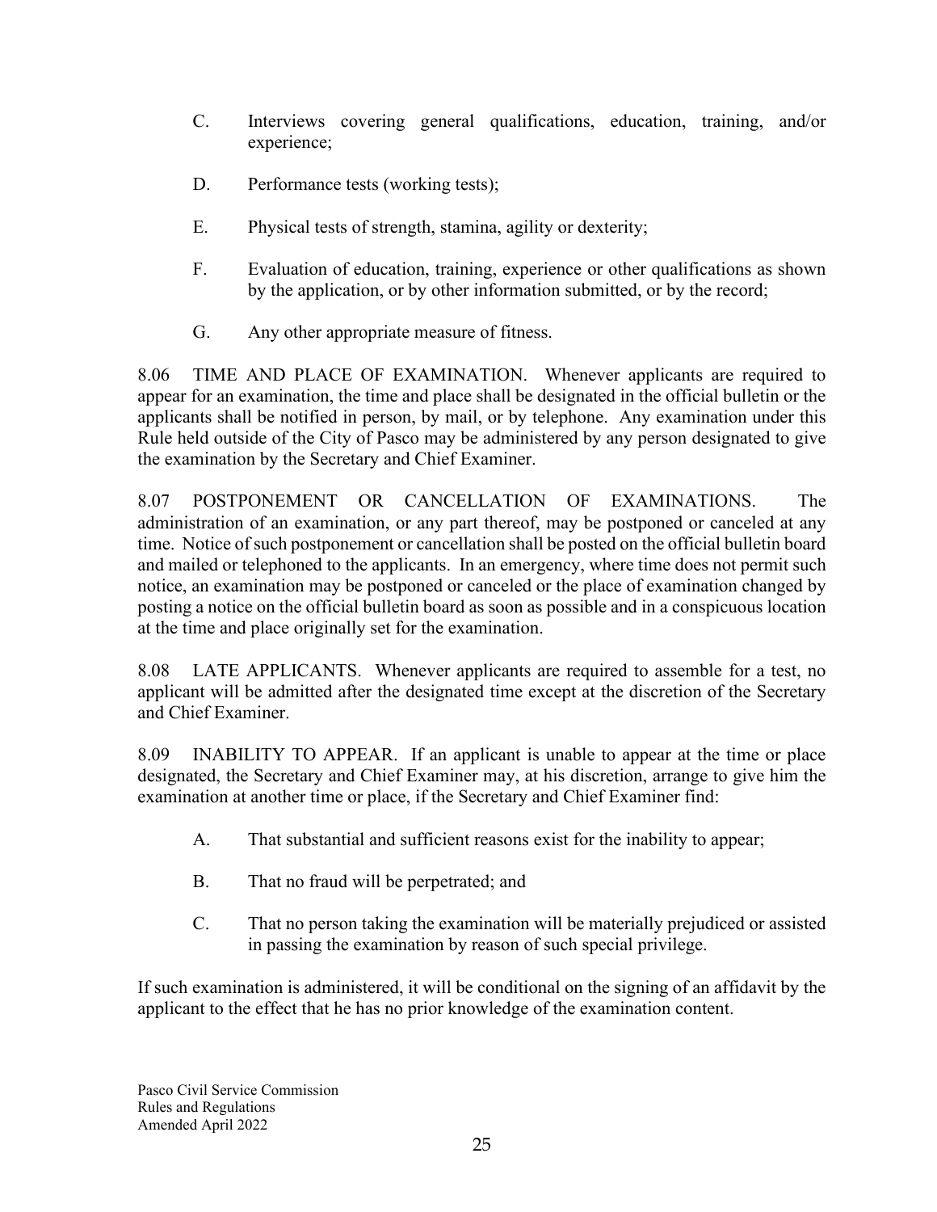C. Interviews covering general qualifications, education, training, and/or experience;

D. Performance tests (working tests);

E. Physical tests of strength, stamina, agility or dexterity;

F. Evaluation of education, training, experience or other qualifications as shown by the application, or by other information submitted, or by the record;

G. Any other appropriate measure of fitness.

8.06 TIME AND PLACE OF EXAMINATION. Whenever applicants are required to appear for an examination, the time and place shall be designated in the official bulletin or the applicants shall be notified in person, by mail, or by telephone. Any examination under this Rule held outside of the City of Pasco may be administered by any person designated to give the examination by the Secretary and Chief Examiner.

8.07 POSTPONEMENT OR CANCELLATION OF EXAMINATIONS. The administration of an examination, or any part thereof, may be postponed or canceled at any time. Notice of such postponement or cancellation shall be posted on the official bulletin board and mailed or telephoned to the applicants. In an emergency, where time does not permit such notice, an examination may be postponed or canceled or the place of examination changed by posting a notice on the official bulletin board as soon as possible and in a conspicuous location at the time and place originally set for the examination.

8.08 LATE APPLICANTS. Whenever applicants are required to assemble for a test, no applicant will be admitted after the designated time except at the discretion of the Secretary and Chief Examiner.

8.09 INABILITY TO APPEAR. If an applicant is unable to appear at the time or place designated, the Secretary and Chief Examiner may, at his discretion, arrange to give him the examination at another time or place, if the Secretary and Chief Examiner find:

A. That substantial and sufficient reasons exist for the inability to appear;

B. That no fraud will be perpetrated; and

C. That no person taking the examination will be materially prejudiced or assisted in passing the examination by reason of such special privilege.

If such examination is administered, it will be conditional on the signing of an affidavit by the applicant to the effect that he has no prior knowledge of the examination content.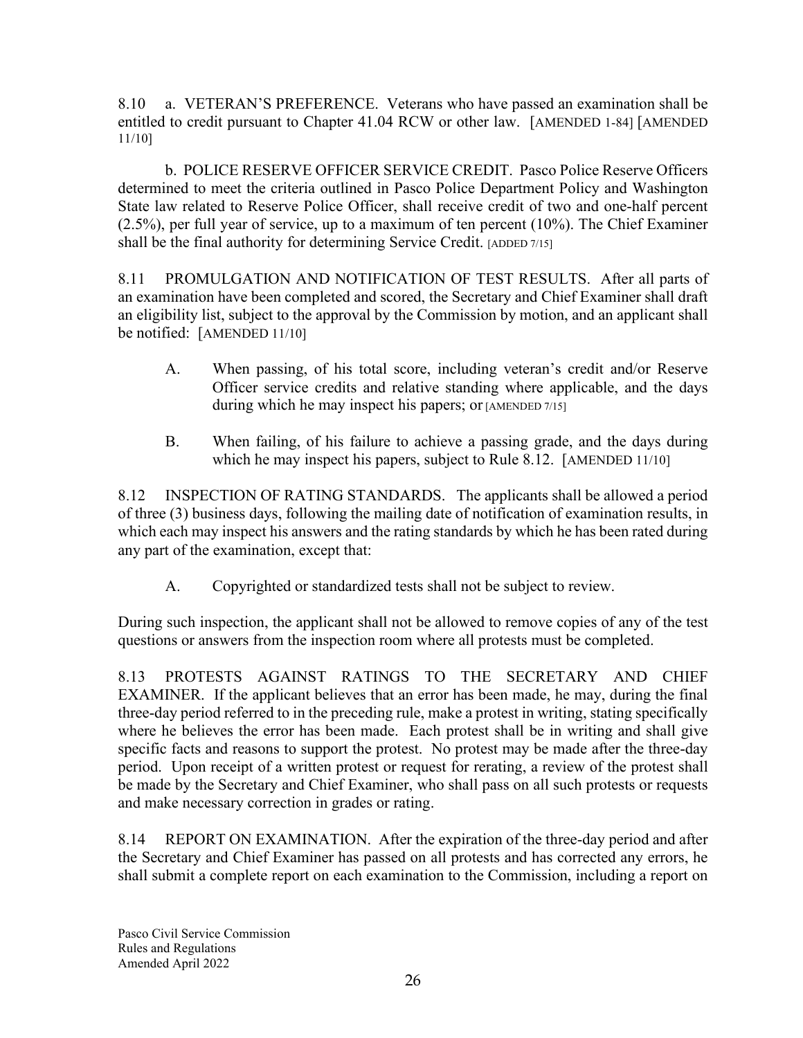8.10 a. VETERAN'S PREFERENCE. Veterans who have passed an examination shall be entitled to credit pursuant to Chapter 41.04 RCW or other law. [AMENDED 1-84] [AMENDED 11/10]

b. POLICE RESERVE OFFICER SERVICE CREDIT. Pasco Police Reserve Officers determined to meet the criteria outlined in Pasco Police Department Policy and Washington State law related to Reserve Police Officer, shall receive credit of two and one-half percent (2.5%), per full year of service, up to a maximum of ten percent (10%). The Chief Examiner shall be the final authority for determining Service Credit. [ADDED 7/15]

8.11 PROMULGATION AND NOTIFICATION OF TEST RESULTS. After all parts of an examination have been completed and scored, the Secretary and Chief Examiner shall draft an eligibility list, subject to the approval by the Commission by motion, and an applicant shall be notified: [AMENDED 11/10]

A. When passing, of his total score, including veteran's credit and/or Reserve Officer service credits and relative standing where applicable, and the days during which he may inspect his papers; or [AMENDED 7/15]

B. When failing, of his failure to achieve a passing grade, and the days during which he may inspect his papers, subject to Rule 8.12. [AMENDED 11/10]

8.12 INSPECTION OF RATING STANDARDS. The applicants shall be allowed a period of three (3) business days, following the mailing date of notification of examination results, in which each may inspect his answers and the rating standards by which he has been rated during any part of the examination, except that:

A. Copyrighted or standardized tests shall not be subject to review.

During such inspection, the applicant shall not be allowed to remove copies of any of the test questions or answers from the inspection room where all protests must be completed.

8.13 PROTESTS AGAINST RATINGS TO THE SECRETARY AND CHIEF EXAMINER. If the applicant believes that an error has been made, he may, during the final three-day period referred to in the preceding rule, make a protest in writing, stating specifically where he believes the error has been made. Each protest shall be in writing and shall give specific facts and reasons to support the protest. No protest may be made after the three-day period. Upon receipt of a written protest or request for rerating, a review of the protest shall be made by the Secretary and Chief Examiner, who shall pass on all such protests or requests and make necessary correction in grades or rating.

8.14 REPORT ON EXAMINATION. After the expiration of the three-day period and after the Secretary and Chief Examiner has passed on all protests and has corrected any errors, he shall submit a complete report on each examination to the Commission, including a report on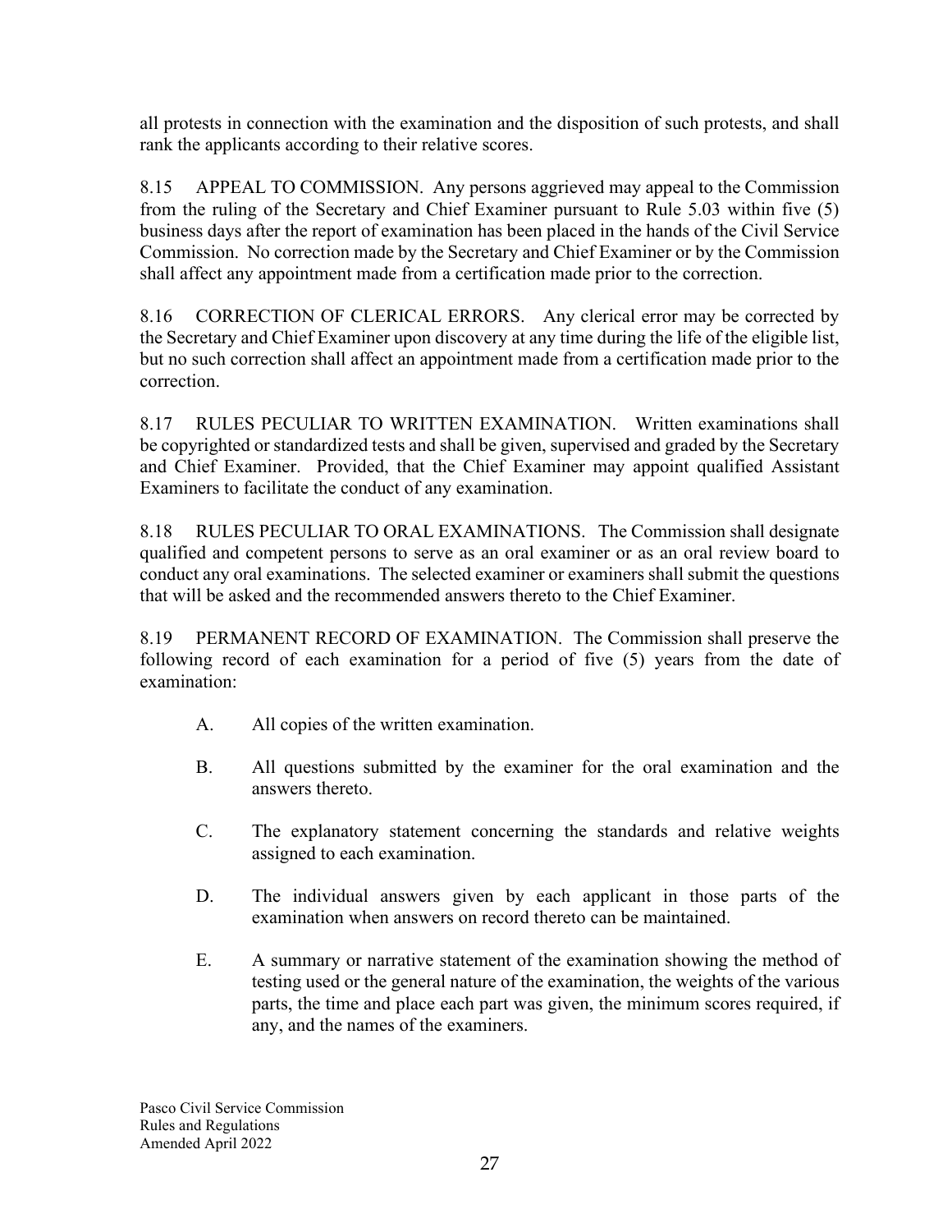all protests in connection with the examination and the disposition of such protests, and shall rank the applicants according to their relative scores.

8.15 APPEAL TO COMMISSION. Any persons aggrieved may appeal to the Commission from the ruling of the Secretary and Chief Examiner pursuant to Rule 5.03 within five (5) business days after the report of examination has been placed in the hands of the Civil Service Commission. No correction made by the Secretary and Chief Examiner or by the Commission shall affect any appointment made from a certification made prior to the correction.

8.16 CORRECTION OF CLERICAL ERRORS. Any clerical error may be corrected by the Secretary and Chief Examiner upon discovery at any time during the life of the eligible list, but no such correction shall affect an appointment made from a certification made prior to the correction.

8.17 RULES PECULIAR TO WRITTEN EXAMINATION. Written examinations shall be copyrighted or standardized tests and shall be given, supervised and graded by the Secretary and Chief Examiner. Provided, that the Chief Examiner may appoint qualified Assistant Examiners to facilitate the conduct of any examination.

8.18 RULES PECULIAR TO ORAL EXAMINATIONS. The Commission shall designate qualified and competent persons to serve as an oral examiner or as an oral review board to conduct any oral examinations. The selected examiner or examiners shall submit the questions that will be asked and the recommended answers thereto to the Chief Examiner.

8.19 PERMANENT RECORD OF EXAMINATION. The Commission shall preserve the following record of each examination for a period of five (5) years from the date of examination:

A. All copies of the written examination.

B. All questions submitted by the examiner for the oral examination and the answers thereto.

C. The explanatory statement concerning the standards and relative weights assigned to each examination.

D. The individual answers given by each applicant in those parts of the examination when answers on record thereto can be maintained.

E. A summary or narrative statement of the examination showing the method of testing used or the general nature of the examination, the weights of the various parts, the time and place each part was given, the minimum scores required, if any, and the names of the examiners.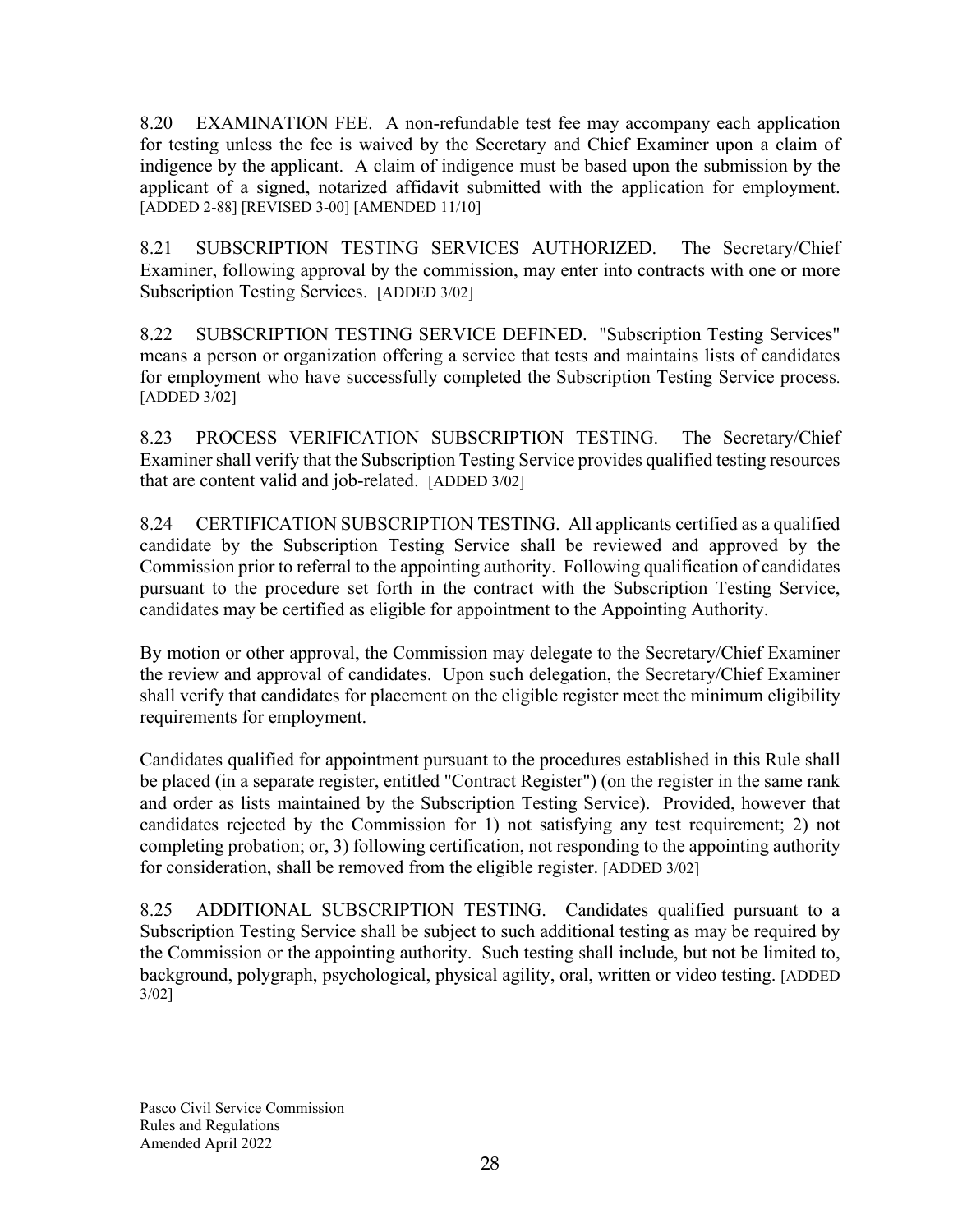8.20 EXAMINATION FEE. A non-refundable test fee may accompany each application for testing unless the fee is waived by the Secretary and Chief Examiner upon a claim of indigence by the applicant. A claim of indigence must be based upon the submission by the applicant of a signed, notarized affidavit submitted with the application for employment. [ADDED 2-88] [REVISED 3-00] [AMENDED 11/10]

8.21 SUBSCRIPTION TESTING SERVICES AUTHORIZED. The Secretary/Chief Examiner, following approval by the commission, may enter into contracts with one or more Subscription Testing Services. [ADDED 3/02]

8.22 SUBSCRIPTION TESTING SERVICE DEFINED. "Subscription Testing Services" means a person or organization offering a service that tests and maintains lists of candidates for employment who have successfully completed the Subscription Testing Service process. [ADDED 3/02]

8.23 PROCESS VERIFICATION SUBSCRIPTION TESTING. The Secretary/Chief Examiner shall verify that the Subscription Testing Service provides qualified testing resources that are content valid and job-related. [ADDED 3/02]

8.24 CERTIFICATION SUBSCRIPTION TESTING. All applicants certified as a qualified candidate by the Subscription Testing Service shall be reviewed and approved by the Commission prior to referral to the appointing authority. Following qualification of candidates pursuant to the procedure set forth in the contract with the Subscription Testing Service, candidates may be certified as eligible for appointment to the Appointing Authority.

By motion or other approval, the Commission may delegate to the Secretary/Chief Examiner the review and approval of candidates. Upon such delegation, the Secretary/Chief Examiner shall verify that candidates for placement on the eligible register meet the minimum eligibility requirements for employment.

Candidates qualified for appointment pursuant to the procedures established in this Rule shall be placed (in a separate register, entitled "Contract Register") (on the register in the same rank and order as lists maintained by the Subscription Testing Service). Provided, however that candidates rejected by the Commission for 1) not satisfying any test requirement; 2) not completing probation; or, 3) following certification, not responding to the appointing authority for consideration, shall be removed from the eligible register. [ADDED 3/02]

8.25 ADDITIONAL SUBSCRIPTION TESTING. Candidates qualified pursuant to a Subscription Testing Service shall be subject to such additional testing as may be required by the Commission or the appointing authority. Such testing shall include, but not be limited to, background, polygraph, psychological, physical agility, oral, written or video testing. [ADDED 3/02]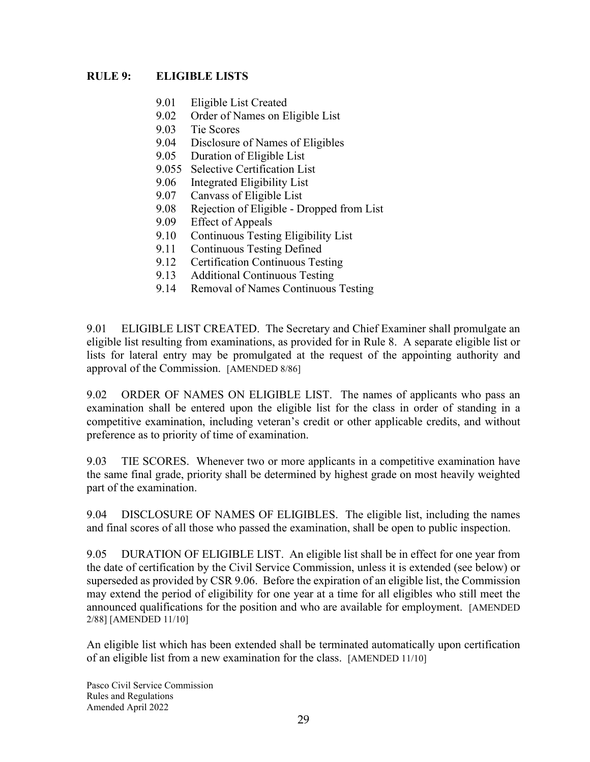## RULE 9: ELIGIBLE LISTS

- 9.01 Eligible List Created
- 9.02 Order of Names on Eligible List
- 9.03 Tie Scores
- 9.04 Disclosure of Names of Eligibles
- 9.05 Duration of Eligible List
- 9.055 Selective Certification List
- 9.06 Integrated Eligibility List
- 9.07 Canvass of Eligible List
- 9.08 Rejection of Eligible - Dropped from List
- 9.09 Effect of Appeals
- 9.10 Continuous Testing Eligibility List
- 9.11 Continuous Testing Defined
- 9.12 Certification Continuous Testing
- 9.13 Additional Continuous Testing
- 9.14 Removal of Names Continuous Testing

9.01 ELIGIBLE LIST CREATED. The Secretary and Chief Examiner shall promulgate an eligible list resulting from examinations, as provided for in Rule 8. A separate eligible list or lists for lateral entry may be promulgated at the request of the appointing authority and approval of the Commission. [AMENDED 8/86]

9.02 ORDER OF NAMES ON ELIGIBLE LIST. The names of applicants who pass an examination shall be entered upon the eligible list for the class in order of standing in a competitive examination, including veteran's credit or other applicable credits, and without preference as to priority of time of examination.

9.03 TIE SCORES. Whenever two or more applicants in a competitive examination have the same final grade, priority shall be determined by highest grade on most heavily weighted part of the examination.

9.04 DISCLOSURE OF NAMES OF ELIGIBLES. The eligible list, including the names and final scores of all those who passed the examination, shall be open to public inspection.

9.05 DURATION OF ELIGIBLE LIST. An eligible list shall be in effect for one year from the date of certification by the Civil Service Commission, unless it is extended (see below) or superseded as provided by CSR 9.06. Before the expiration of an eligible list, the Commission may extend the period of eligibility for one year at a time for all eligibles who still meet the announced qualifications for the position and who are available for employment. [AMENDED 2/88] [AMENDED 11/10]

An eligible list which has been extended shall be terminated automatically upon certification of an eligible list from a new examination for the class. [AMENDED 11/10]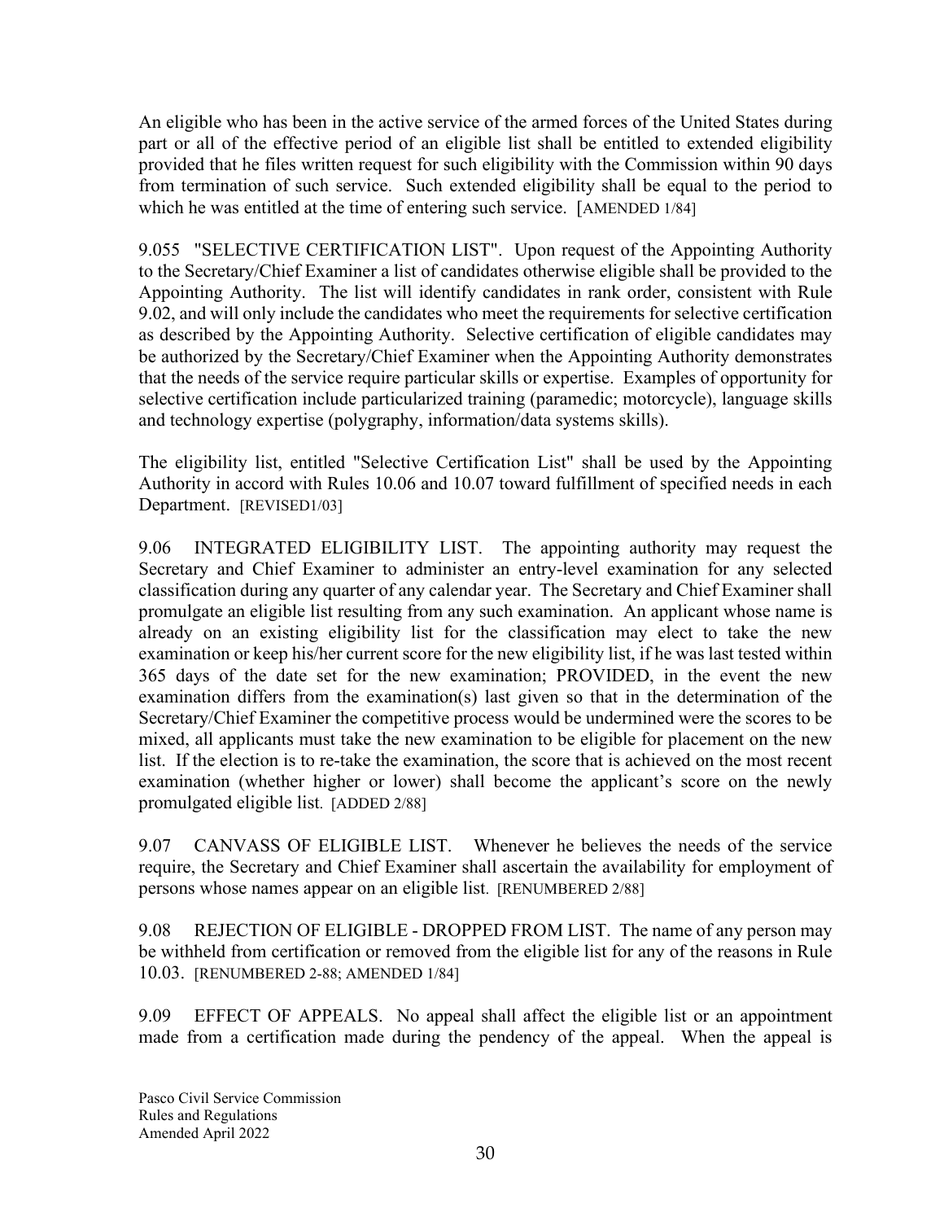An eligible who has been in the active service of the armed forces of the United States during part or all of the effective period of an eligible list shall be entitled to extended eligibility provided that he files written request for such eligibility with the Commission within 90 days from termination of such service. Such extended eligibility shall be equal to the period to which he was entitled at the time of entering such service. [AMENDED 1/84]

9.055 "SELECTIVE CERTIFICATION LIST". Upon request of the Appointing Authority to the Secretary/Chief Examiner a list of candidates otherwise eligible shall be provided to the Appointing Authority. The list will identify candidates in rank order, consistent with Rule 9.02, and will only include the candidates who meet the requirements for selective certification as described by the Appointing Authority. Selective certification of eligible candidates may be authorized by the Secretary/Chief Examiner when the Appointing Authority demonstrates that the needs of the service require particular skills or expertise. Examples of opportunity for selective certification include particularized training (paramedic; motorcycle), language skills and technology expertise (polygraphy, information/data systems skills).

The eligibility list, entitled "Selective Certification List" shall be used by the Appointing Authority in accord with Rules 10.06 and 10.07 toward fulfillment of specified needs in each Department. [REVISED1/03]

9.06 INTEGRATED ELIGIBILITY LIST. The appointing authority may request the Secretary and Chief Examiner to administer an entry-level examination for any selected classification during any quarter of any calendar year. The Secretary and Chief Examiner shall promulgate an eligible list resulting from any such examination. An applicant whose name is already on an existing eligibility list for the classification may elect to take the new examination or keep his/her current score for the new eligibility list, if he was last tested within 365 days of the date set for the new examination; PROVIDED, in the event the new examination differs from the examination(s) last given so that in the determination of the Secretary/Chief Examiner the competitive process would be undermined were the scores to be mixed, all applicants must take the new examination to be eligible for placement on the new list. If the election is to re-take the examination, the score that is achieved on the most recent examination (whether higher or lower) shall become the applicant's score on the newly promulgated eligible list. [ADDED 2/88]

9.07 CANVASS OF ELIGIBLE LIST. Whenever he believes the needs of the service require, the Secretary and Chief Examiner shall ascertain the availability for employment of persons whose names appear on an eligible list. [RENUMBERED 2/88]

9.08 REJECTION OF ELIGIBLE - DROPPED FROM LIST. The name of any person may be withheld from certification or removed from the eligible list for any of the reasons in Rule 10.03. [RENUMBERED 2-88; AMENDED 1/84]

9.09 EFFECT OF APPEALS. No appeal shall affect the eligible list or an appointment made from a certification made during the pendency of the appeal. When the appeal is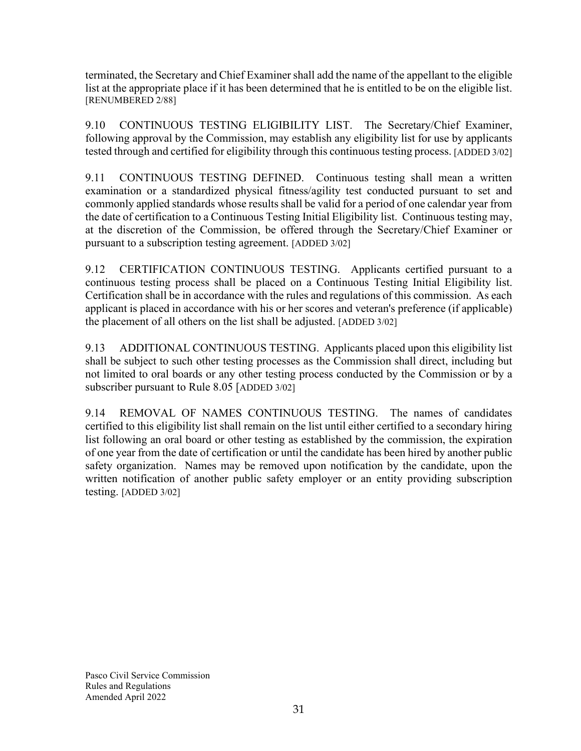terminated, the Secretary and Chief Examiner shall add the name of the appellant to the eligible list at the appropriate place if it has been determined that he is entitled to be on the eligible list. [RENUMBERED 2/88]

9.10 CONTINUOUS TESTING ELIGIBILITY LIST. The Secretary/Chief Examiner, following approval by the Commission, may establish any eligibility list for use by applicants tested through and certified for eligibility through this continuous testing process. [ADDED 3/02]

9.11 CONTINUOUS TESTING DEFINED. Continuous testing shall mean a written examination or a standardized physical fitness/agility test conducted pursuant to set and commonly applied standards whose results shall be valid for a period of one calendar year from the date of certification to a Continuous Testing Initial Eligibility list. Continuous testing may, at the discretion of the Commission, be offered through the Secretary/Chief Examiner or pursuant to a subscription testing agreement. [ADDED 3/02]

9.12 CERTIFICATION CONTINUOUS TESTING. Applicants certified pursuant to a continuous testing process shall be placed on a Continuous Testing Initial Eligibility list. Certification shall be in accordance with the rules and regulations of this commission. As each applicant is placed in accordance with his or her scores and veteran's preference (if applicable) the placement of all others on the list shall be adjusted. [ADDED 3/02]

9.13 ADDITIONAL CONTINUOUS TESTING. Applicants placed upon this eligibility list shall be subject to such other testing processes as the Commission shall direct, including but not limited to oral boards or any other testing process conducted by the Commission or by a subscriber pursuant to Rule 8.05 [ADDED 3/02]

9.14 REMOVAL OF NAMES CONTINUOUS TESTING. The names of candidates certified to this eligibility list shall remain on the list until either certified to a secondary hiring list following an oral board or other testing as established by the commission, the expiration of one year from the date of certification or until the candidate has been hired by another public safety organization. Names may be removed upon notification by the candidate, upon the written notification of another public safety employer or an entity providing subscription testing. [ADDED 3/02]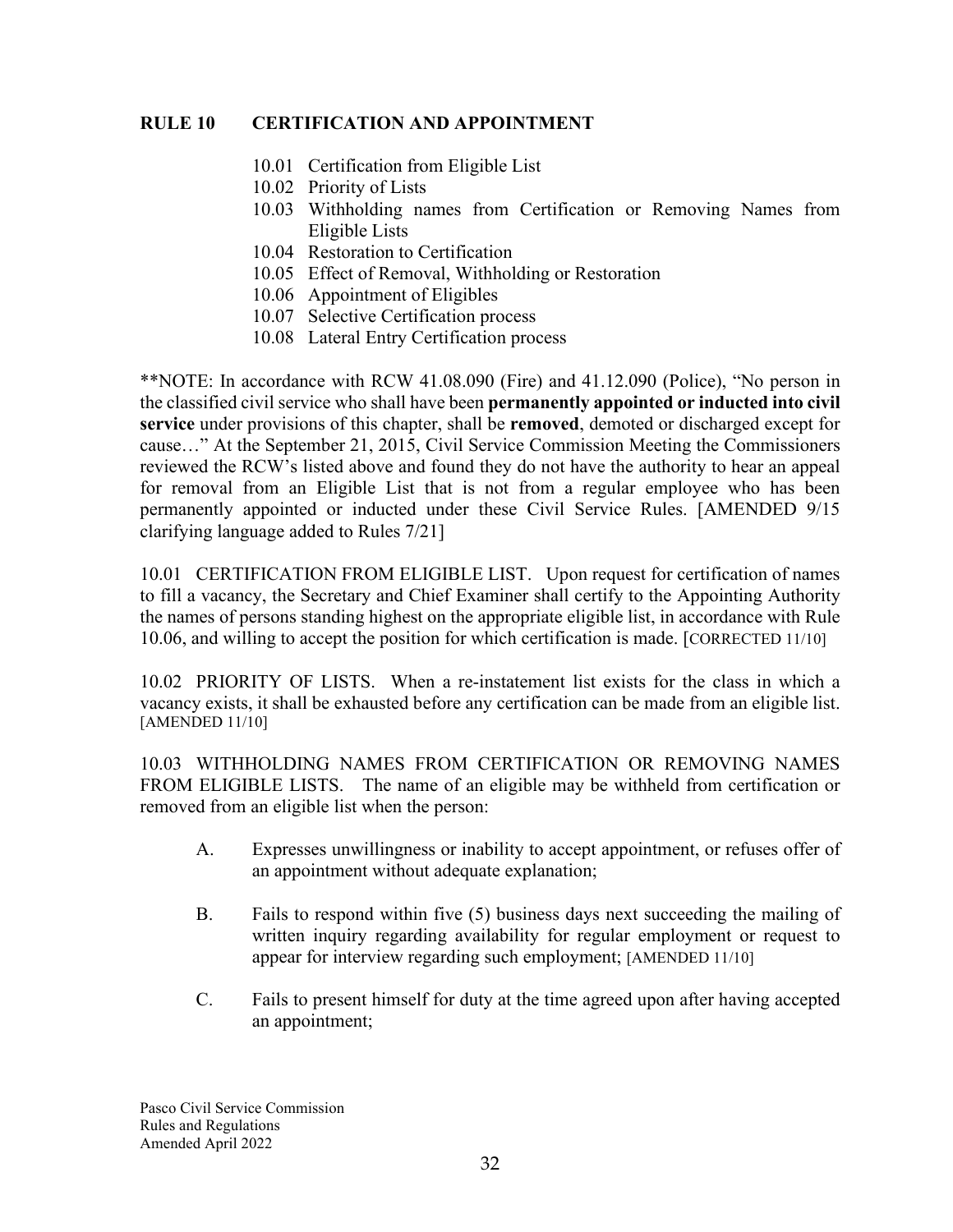## RULE 10 CERTIFICATION AND APPOINTMENT

- 10.01 Certification from Eligible List
- 10.02 Priority of Lists
- 10.03 Withholding names from Certification or Removing Names from Eligible Lists
- 10.04 Restoration to Certification
- 10.05 Effect of Removal, Withholding or Restoration
- 10.06 Appointment of Eligibles
- 10.07 Selective Certification process
- 10.08 Lateral Entry Certification process

**NOTE: In accordance with RCW 41.08.090 (Fire) and 41.12.090 (Police), "No person in the classified civil service who shall have been **permanently appointed or inducted into civil service** under provisions of this chapter, shall be **removed**, demoted or discharged except for cause…" At the September 21, 2015, Civil Service Commission Meeting the Commissioners reviewed the RCW's listed above and found they do not have the authority to hear an appeal for removal from an Eligible List that is not from a regular employee who has been permanently appointed or inducted under these Civil Service Rules. [AMENDED 9/15 clarifying language added to Rules 7/21]

10.01 CERTIFICATION FROM ELIGIBLE LIST. Upon request for certification of names to fill a vacancy, the Secretary and Chief Examiner shall certify to the Appointing Authority the names of persons standing highest on the appropriate eligible list, in accordance with Rule 10.06, and willing to accept the position for which certification is made. [CORRECTED 11/10]

10.02 PRIORITY OF LISTS. When a re-instatement list exists for the class in which a vacancy exists, it shall be exhausted before any certification can be made from an eligible list. [AMENDED 11/10]

10.03 WITHHOLDING NAMES FROM CERTIFICATION OR REMOVING NAMES FROM ELIGIBLE LISTS. The name of an eligible may be withheld from certification or removed from an eligible list when the person:

A. Expresses unwillingness or inability to accept appointment, or refuses offer of an appointment without adequate explanation;

B. Fails to respond within five (5) business days next succeeding the mailing of written inquiry regarding availability for regular employment or request to appear for interview regarding such employment; [AMENDED 11/10]

C. Fails to present himself for duty at the time agreed upon after having accepted an appointment;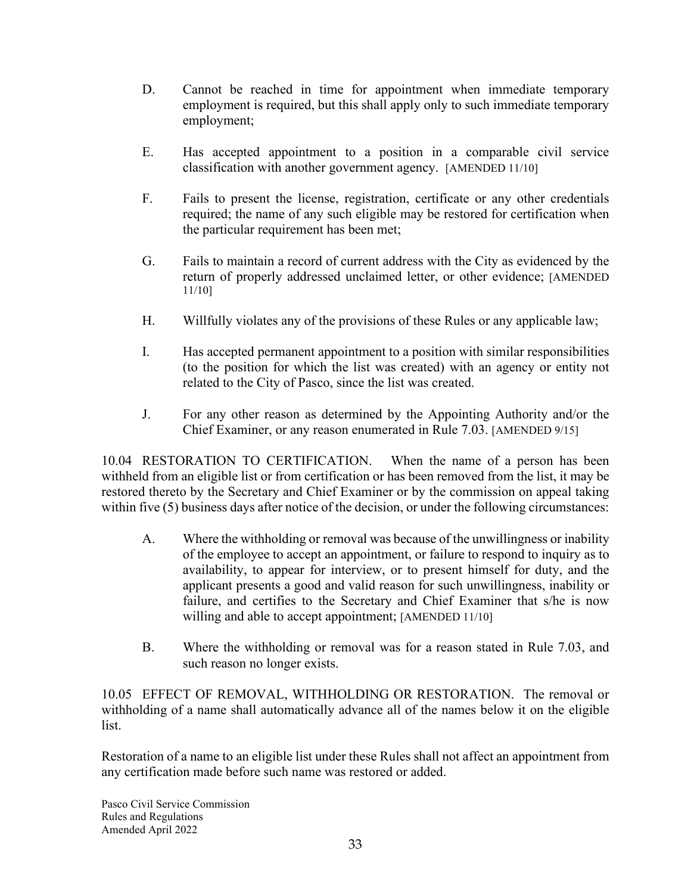D. Cannot be reached in time for appointment when immediate temporary employment is required, but this shall apply only to such immediate temporary employment;

E. Has accepted appointment to a position in a comparable civil service classification with another government agency. [AMENDED 11/10]

F. Fails to present the license, registration, certificate or any other credentials required; the name of any such eligible may be restored for certification when the particular requirement has been met;

G. Fails to maintain a record of current address with the City as evidenced by the return of properly addressed unclaimed letter, or other evidence; [AMENDED 11/10]

H. Willfully violates any of the provisions of these Rules or any applicable law;

I. Has accepted permanent appointment to a position with similar responsibilities (to the position for which the list was created) with an agency or entity not related to the City of Pasco, since the list was created.

J. For any other reason as determined by the Appointing Authority and/or the Chief Examiner, or any reason enumerated in Rule 7.03. [AMENDED 9/15]

10.04 RESTORATION TO CERTIFICATION. When the name of a person has been withheld from an eligible list or from certification or has been removed from the list, it may be restored thereto by the Secretary and Chief Examiner or by the commission on appeal taking within five (5) business days after notice of the decision, or under the following circumstances:

A. Where the withholding or removal was because of the unwillingness or inability of the employee to accept an appointment, or failure to respond to inquiry as to availability, to appear for interview, or to present himself for duty, and the applicant presents a good and valid reason for such unwillingness, inability or failure, and certifies to the Secretary and Chief Examiner that s/he is now willing and able to accept appointment; [AMENDED 11/10]

B. Where the withholding or removal was for a reason stated in Rule 7.03, and such reason no longer exists.

10.05 EFFECT OF REMOVAL, WITHHOLDING OR RESTORATION. The removal or withholding of a name shall automatically advance all of the names below it on the eligible list.

Restoration of a name to an eligible list under these Rules shall not affect an appointment from any certification made before such name was restored or added.

Pasco Civil Service Commission
Rules and Regulations
Amended April 2022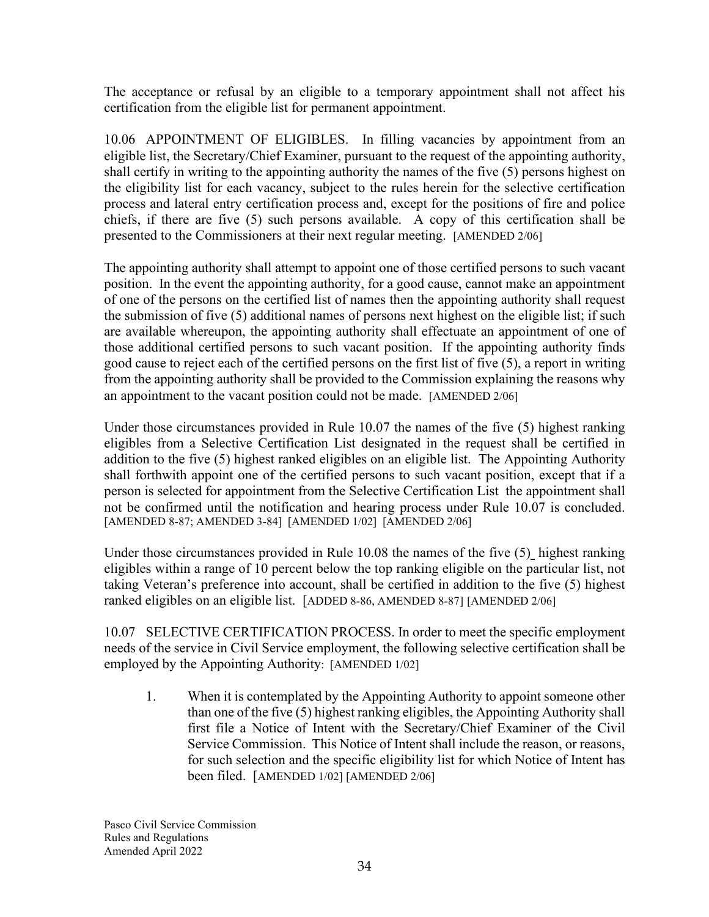The acceptance or refusal by an eligible to a temporary appointment shall not affect his certification from the eligible list for permanent appointment.

10.06 APPOINTMENT OF ELIGIBLES. In filling vacancies by appointment from an eligible list, the Secretary/Chief Examiner, pursuant to the request of the appointing authority, shall certify in writing to the appointing authority the names of the five (5) persons highest on the eligibility list for each vacancy, subject to the rules herein for the selective certification process and lateral entry certification process and, except for the positions of fire and police chiefs, if there are five (5) such persons available. A copy of this certification shall be presented to the Commissioners at their next regular meeting. [AMENDED 2/06]

The appointing authority shall attempt to appoint one of those certified persons to such vacant position. In the event the appointing authority, for a good cause, cannot make an appointment of one of the persons on the certified list of names then the appointing authority shall request the submission of five (5) additional names of persons next highest on the eligible list; if such are available whereupon, the appointing authority shall effectuate an appointment of one of those additional certified persons to such vacant position. If the appointing authority finds good cause to reject each of the certified persons on the first list of five (5), a report in writing from the appointing authority shall be provided to the Commission explaining the reasons why an appointment to the vacant position could not be made. [AMENDED 2/06]

Under those circumstances provided in Rule 10.07 the names of the five (5) highest ranking eligibles from a Selective Certification List designated in the request shall be certified in addition to the five (5) highest ranked eligibles on an eligible list. The Appointing Authority shall forthwith appoint one of the certified persons to such vacant position, except that if a person is selected for appointment from the Selective Certification List the appointment shall not be confirmed until the notification and hearing process under Rule 10.07 is concluded. [AMENDED 8-87; AMENDED 3-84] [AMENDED 1/02] [AMENDED 2/06]

Under those circumstances provided in Rule 10.08 the names of the five (5) highest ranking eligibles within a range of 10 percent below the top ranking eligible on the particular list, not taking Veteran's preference into account, shall be certified in addition to the five (5) highest ranked eligibles on an eligible list. [ADDED 8-86, AMENDED 8-87] [AMENDED 2/06]

10.07 SELECTIVE CERTIFICATION PROCESS. In order to meet the specific employment needs of the service in Civil Service employment, the following selective certification shall be employed by the Appointing Authority: [AMENDED 1/02]

1. When it is contemplated by the Appointing Authority to appoint someone other than one of the five (5) highest ranking eligibles, the Appointing Authority shall first file a Notice of Intent with the Secretary/Chief Examiner of the Civil Service Commission. This Notice of Intent shall include the reason, or reasons, for such selection and the specific eligibility list for which Notice of Intent has been filed. [AMENDED 1/02] [AMENDED 2/06]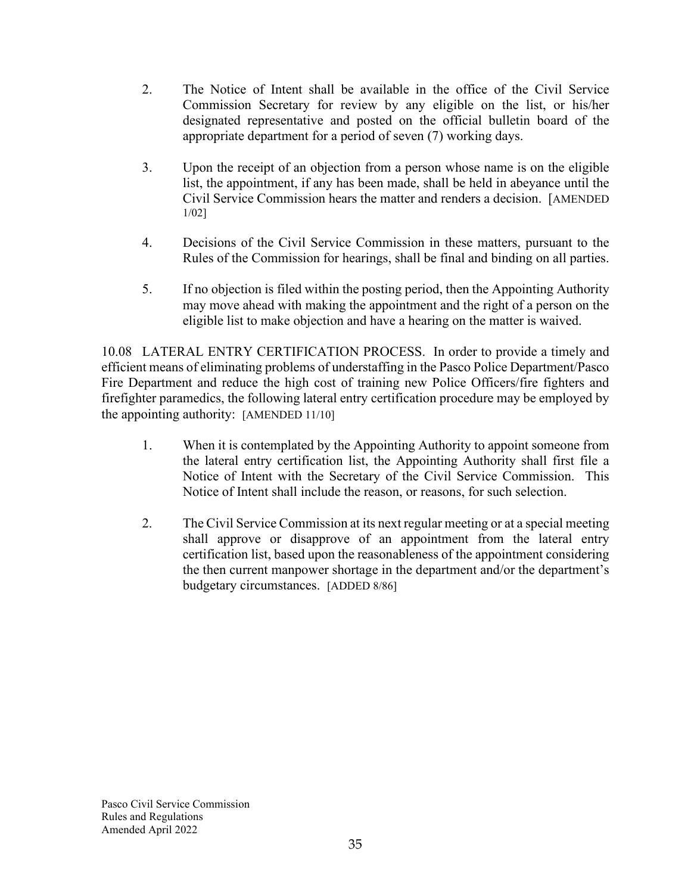2. The Notice of Intent shall be available in the office of the Civil Service Commission Secretary for review by any eligible on the list, or his/her designated representative and posted on the official bulletin board of the appropriate department for a period of seven (7) working days.

3. Upon the receipt of an objection from a person whose name is on the eligible list, the appointment, if any has been made, shall be held in abeyance until the Civil Service Commission hears the matter and renders a decision. [AMENDED 1/02]

4. Decisions of the Civil Service Commission in these matters, pursuant to the Rules of the Commission for hearings, shall be final and binding on all parties.

5. If no objection is filed within the posting period, then the Appointing Authority may move ahead with making the appointment and the right of a person on the eligible list to make objection and have a hearing on the matter is waived.

10.08 LATERAL ENTRY CERTIFICATION PROCESS. In order to provide a timely and efficient means of eliminating problems of understaffing in the Pasco Police Department/Pasco Fire Department and reduce the high cost of training new Police Officers/fire fighters and firefighter paramedics, the following lateral entry certification procedure may be employed by the appointing authority: [AMENDED 11/10]

1. When it is contemplated by the Appointing Authority to appoint someone from the lateral entry certification list, the Appointing Authority shall first file a Notice of Intent with the Secretary of the Civil Service Commission. This Notice of Intent shall include the reason, or reasons, for such selection.

2. The Civil Service Commission at its next regular meeting or at a special meeting shall approve or disapprove of an appointment from the lateral entry certification list, based upon the reasonableness of the appointment considering the then current manpower shortage in the department and/or the department's budgetary circumstances. [ADDED 8/86]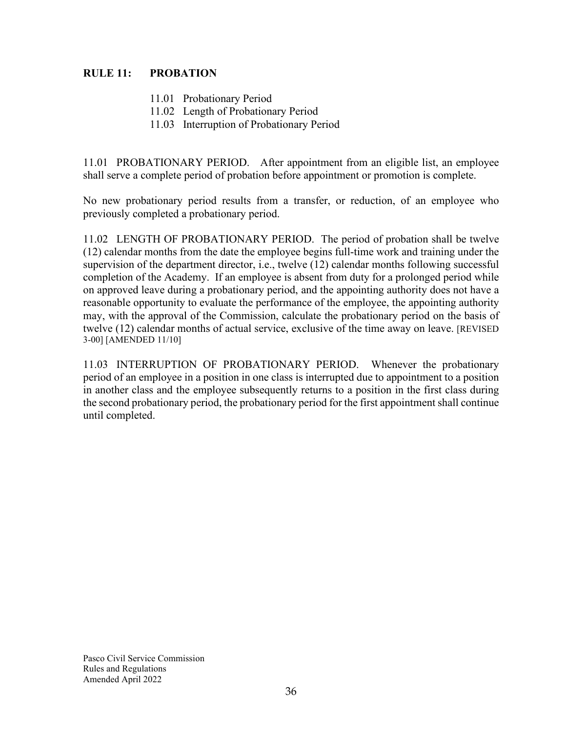## RULE 11: PROBATION

- 11.01 Probationary Period
- 11.02 Length of Probationary Period
- 11.03 Interruption of Probationary Period

11.01 PROBATIONARY PERIOD. After appointment from an eligible list, an employee shall serve a complete period of probation before appointment or promotion is complete.

No new probationary period results from a transfer, or reduction, of an employee who previously completed a probationary period.

11.02 LENGTH OF PROBATIONARY PERIOD. The period of probation shall be twelve (12) calendar months from the date the employee begins full-time work and training under the supervision of the department director, i.e., twelve (12) calendar months following successful completion of the Academy. If an employee is absent from duty for a prolonged period while on approved leave during a probationary period, and the appointing authority does not have a reasonable opportunity to evaluate the performance of the employee, the appointing authority may, with the approval of the Commission, calculate the probationary period on the basis of twelve (12) calendar months of actual service, exclusive of the time away on leave. [REVISED 3-00] [AMENDED 11/10]

11.03 INTERRUPTION OF PROBATIONARY PERIOD. Whenever the probationary period of an employee in a position in one class is interrupted due to appointment to a position in another class and the employee subsequently returns to a position in the first class during the second probationary period, the probationary period for the first appointment shall continue until completed.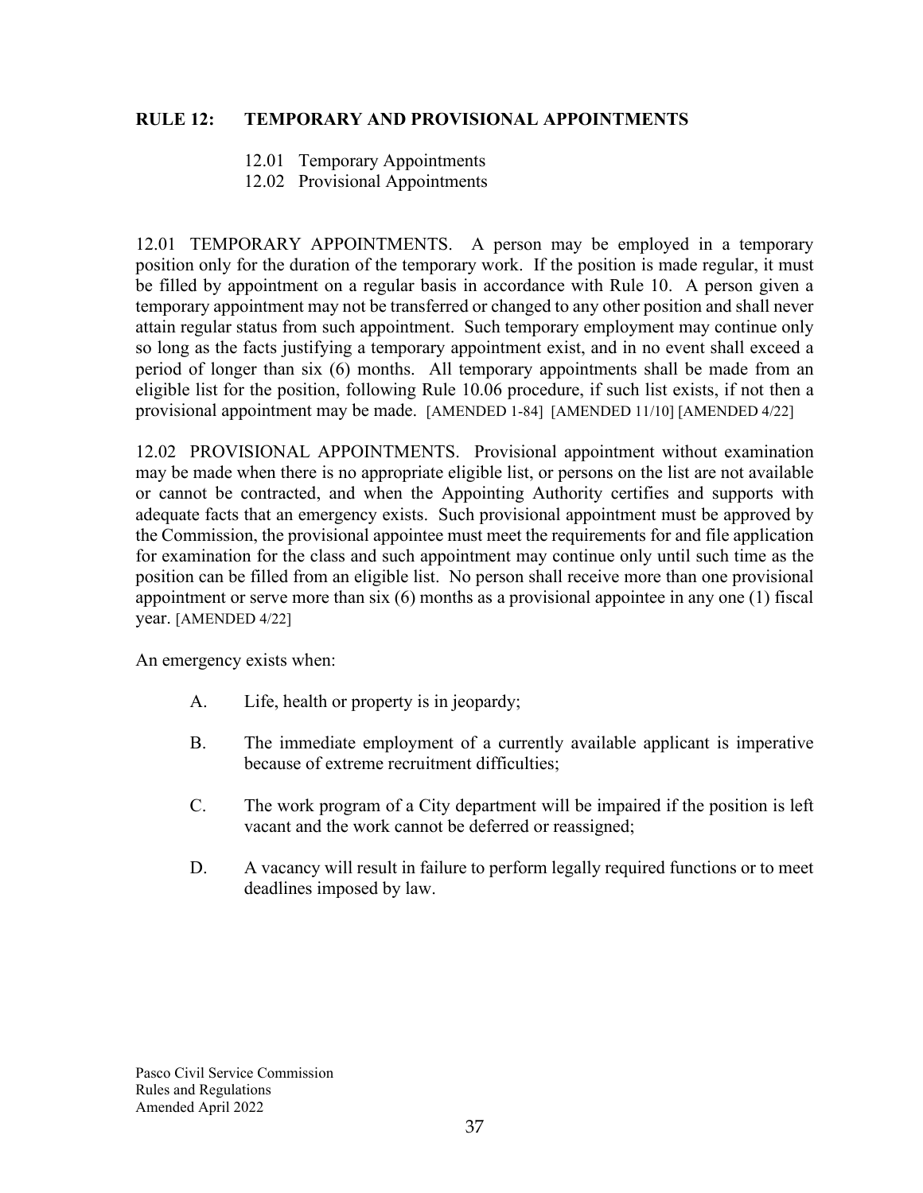## RULE 12: TEMPORARY AND PROVISIONAL APPOINTMENTS

12.01 Temporary Appointments
12.02 Provisional Appointments

12.01 TEMPORARY APPOINTMENTS. A person may be employed in a temporary position only for the duration of the temporary work. If the position is made regular, it must be filled by appointment on a regular basis in accordance with Rule 10. A person given a temporary appointment may not be transferred or changed to any other position and shall never attain regular status from such appointment. Such temporary employment may continue only so long as the facts justifying a temporary appointment exist, and in no event shall exceed a period of longer than six (6) months. All temporary appointments shall be made from an eligible list for the position, following Rule 10.06 procedure, if such list exists, if not then a provisional appointment may be made. [AMENDED 1-84] [AMENDED 11/10] [AMENDED 4/22]

12.02 PROVISIONAL APPOINTMENTS. Provisional appointment without examination may be made when there is no appropriate eligible list, or persons on the list are not available or cannot be contracted, and when the Appointing Authority certifies and supports with adequate facts that an emergency exists. Such provisional appointment must be approved by the Commission, the provisional appointee must meet the requirements for and file application for examination for the class and such appointment may continue only until such time as the position can be filled from an eligible list. No person shall receive more than one provisional appointment or serve more than six (6) months as a provisional appointee in any one (1) fiscal year. [AMENDED 4/22]

An emergency exists when:

A. Life, health or property is in jeopardy;

B. The immediate employment of a currently available applicant is imperative because of extreme recruitment difficulties;

C. The work program of a City department will be impaired if the position is left vacant and the work cannot be deferred or reassigned;

D. A vacancy will result in failure to perform legally required functions or to meet deadlines imposed by law.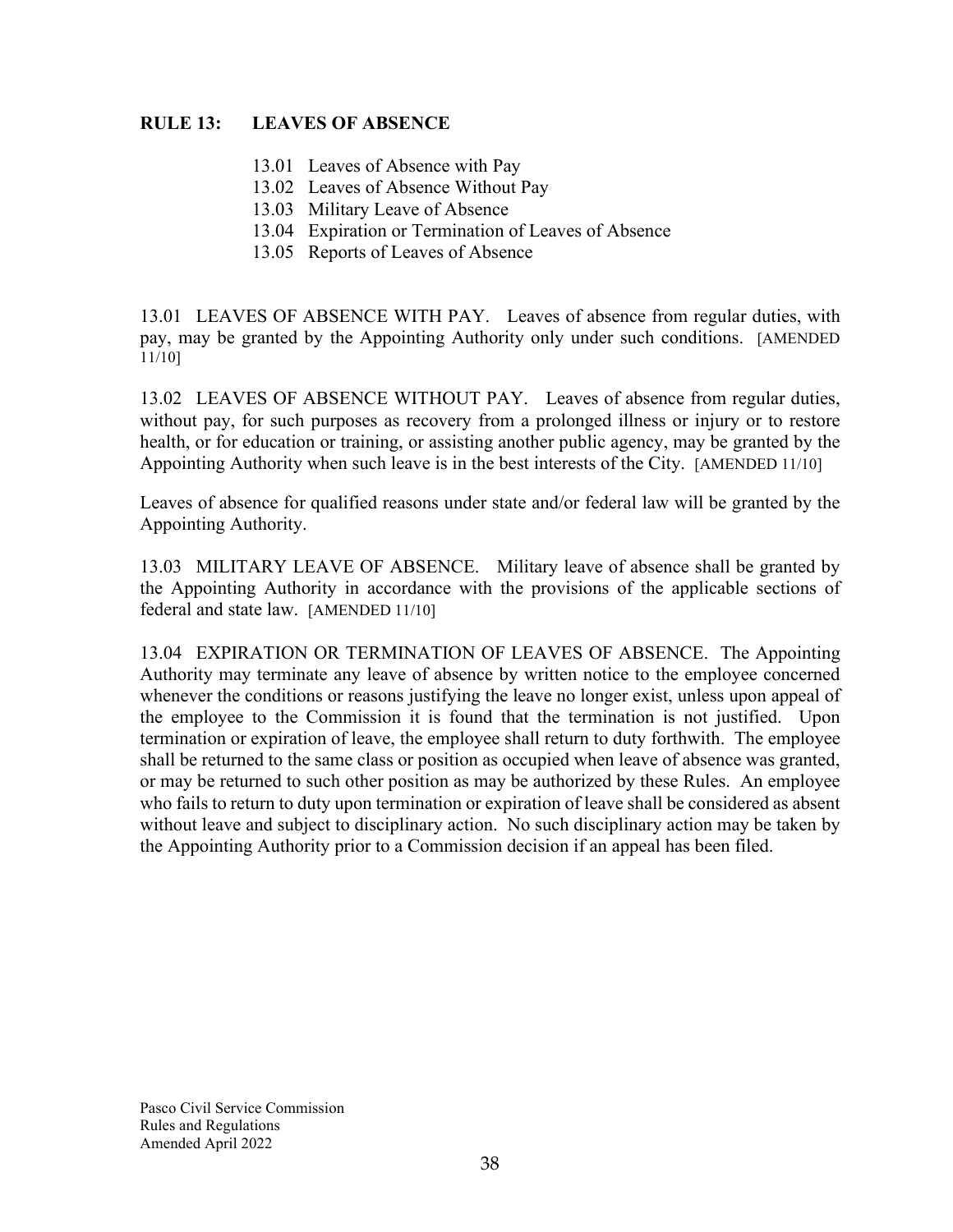## RULE 13: LEAVES OF ABSENCE

- 13.01 Leaves of Absence with Pay
- 13.02 Leaves of Absence Without Pay
- 13.03 Military Leave of Absence
- 13.04 Expiration or Termination of Leaves of Absence
- 13.05 Reports of Leaves of Absence

13.01 LEAVES OF ABSENCE WITH PAY. Leaves of absence from regular duties, with pay, may be granted by the Appointing Authority only under such conditions. [AMENDED 11/10]

13.02 LEAVES OF ABSENCE WITHOUT PAY. Leaves of absence from regular duties, without pay, for such purposes as recovery from a prolonged illness or injury or to restore health, or for education or training, or assisting another public agency, may be granted by the Appointing Authority when such leave is in the best interests of the City. [AMENDED 11/10]

Leaves of absence for qualified reasons under state and/or federal law will be granted by the Appointing Authority.

13.03 MILITARY LEAVE OF ABSENCE. Military leave of absence shall be granted by the Appointing Authority in accordance with the provisions of the applicable sections of federal and state law. [AMENDED 11/10]

13.04 EXPIRATION OR TERMINATION OF LEAVES OF ABSENCE. The Appointing Authority may terminate any leave of absence by written notice to the employee concerned whenever the conditions or reasons justifying the leave no longer exist, unless upon appeal of the employee to the Commission it is found that the termination is not justified. Upon termination or expiration of leave, the employee shall return to duty forthwith. The employee shall be returned to the same class or position as occupied when leave of absence was granted, or may be returned to such other position as may be authorized by these Rules. An employee who fails to return to duty upon termination or expiration of leave shall be considered as absent without leave and subject to disciplinary action. No such disciplinary action may be taken by the Appointing Authority prior to a Commission decision if an appeal has been filed.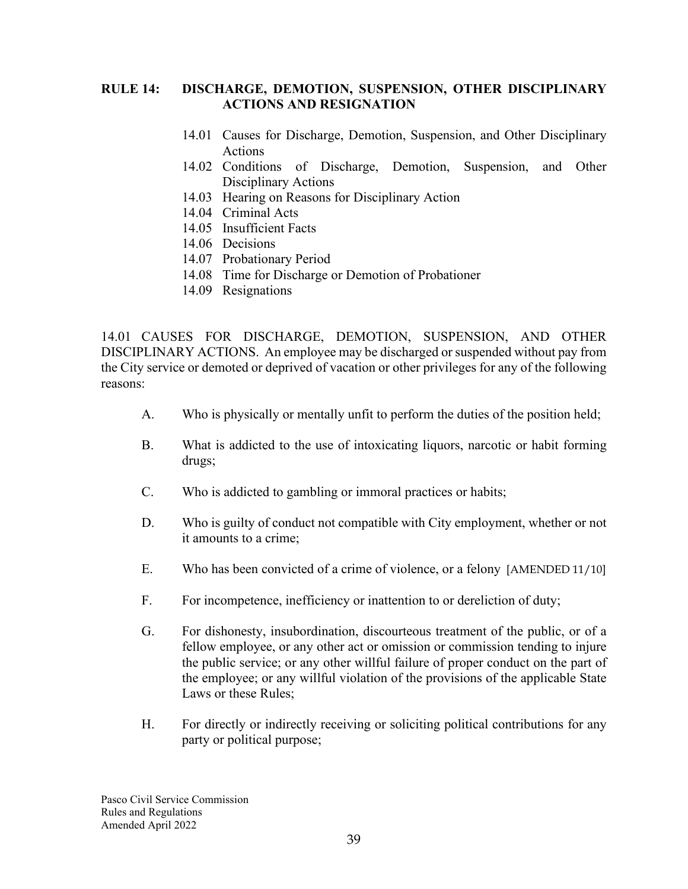## RULE 14: DISCHARGE, DEMOTION, SUSPENSION, OTHER DISCIPLINARY ACTIONS AND RESIGNATION

- 14.01 Causes for Discharge, Demotion, Suspension, and Other Disciplinary Actions
- 14.02 Conditions of Discharge, Demotion, Suspension, and Other Disciplinary Actions
- 14.03 Hearing on Reasons for Disciplinary Action
- 14.04 Criminal Acts
- 14.05 Insufficient Facts
- 14.06 Decisions
- 14.07 Probationary Period
- 14.08 Time for Discharge or Demotion of Probationer
- 14.09 Resignations

14.01 CAUSES FOR DISCHARGE, DEMOTION, SUSPENSION, AND OTHER DISCIPLINARY ACTIONS. An employee may be discharged or suspended without pay from the City service or demoted or deprived of vacation or other privileges for any of the following reasons:

A. Who is physically or mentally unfit to perform the duties of the position held;

B. What is addicted to the use of intoxicating liquors, narcotic or habit forming drugs;

C. Who is addicted to gambling or immoral practices or habits;

D. Who is guilty of conduct not compatible with City employment, whether or not it amounts to a crime;

E. Who has been convicted of a crime of violence, or a felony [AMENDED 11/10]

F. For incompetence, inefficiency or inattention to or dereliction of duty;

G. For dishonesty, insubordination, discourteous treatment of the public, or of a fellow employee, or any other act or omission or commission tending to injure the public service; or any other willful failure of proper conduct on the part of the employee; or any willful violation of the provisions of the applicable State Laws or these Rules;

H. For directly or indirectly receiving or soliciting political contributions for any party or political purpose;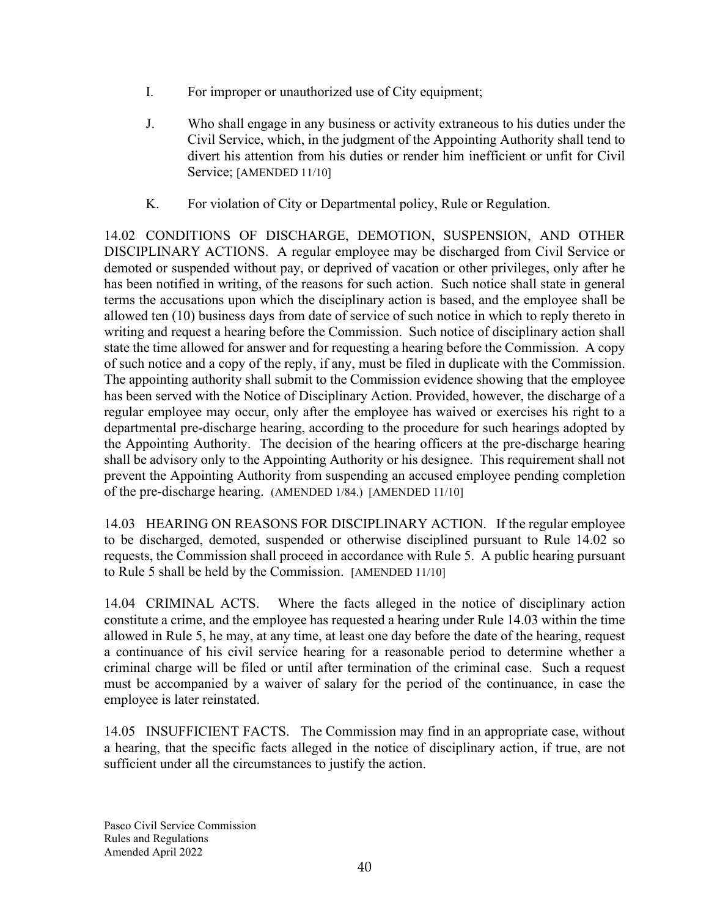I. For improper or unauthorized use of City equipment;

J. Who shall engage in any business or activity extraneous to his duties under the Civil Service, which, in the judgment of the Appointing Authority shall tend to divert his attention from his duties or render him inefficient or unfit for Civil Service; [AMENDED 11/10]

K. For violation of City or Departmental policy, Rule or Regulation.

14.02 CONDITIONS OF DISCHARGE, DEMOTION, SUSPENSION, AND OTHER DISCIPLINARY ACTIONS. A regular employee may be discharged from Civil Service or demoted or suspended without pay, or deprived of vacation or other privileges, only after he has been notified in writing, of the reasons for such action. Such notice shall state in general terms the accusations upon which the disciplinary action is based, and the employee shall be allowed ten (10) business days from date of service of such notice in which to reply thereto in writing and request a hearing before the Commission. Such notice of disciplinary action shall state the time allowed for answer and for requesting a hearing before the Commission. A copy of such notice and a copy of the reply, if any, must be filed in duplicate with the Commission. The appointing authority shall submit to the Commission evidence showing that the employee has been served with the Notice of Disciplinary Action. Provided, however, the discharge of a regular employee may occur, only after the employee has waived or exercises his right to a departmental pre-discharge hearing, according to the procedure for such hearings adopted by the Appointing Authority. The decision of the hearing officers at the pre-discharge hearing shall be advisory only to the Appointing Authority or his designee. This requirement shall not prevent the Appointing Authority from suspending an accused employee pending completion of the pre-discharge hearing. (AMENDED 1/84.) [AMENDED 11/10]

14.03 HEARING ON REASONS FOR DISCIPLINARY ACTION. If the regular employee to be discharged, demoted, suspended or otherwise disciplined pursuant to Rule 14.02 so requests, the Commission shall proceed in accordance with Rule 5. A public hearing pursuant to Rule 5 shall be held by the Commission. [AMENDED 11/10]

14.04 CRIMINAL ACTS. Where the facts alleged in the notice of disciplinary action constitute a crime, and the employee has requested a hearing under Rule 14.03 within the time allowed in Rule 5, he may, at any time, at least one day before the date of the hearing, request a continuance of his civil service hearing for a reasonable period to determine whether a criminal charge will be filed or until after termination of the criminal case. Such a request must be accompanied by a waiver of salary for the period of the continuance, in case the employee is later reinstated.

14.05 INSUFFICIENT FACTS. The Commission may find in an appropriate case, without a hearing, that the specific facts alleged in the notice of disciplinary action, if true, are not sufficient under all the circumstances to justify the action.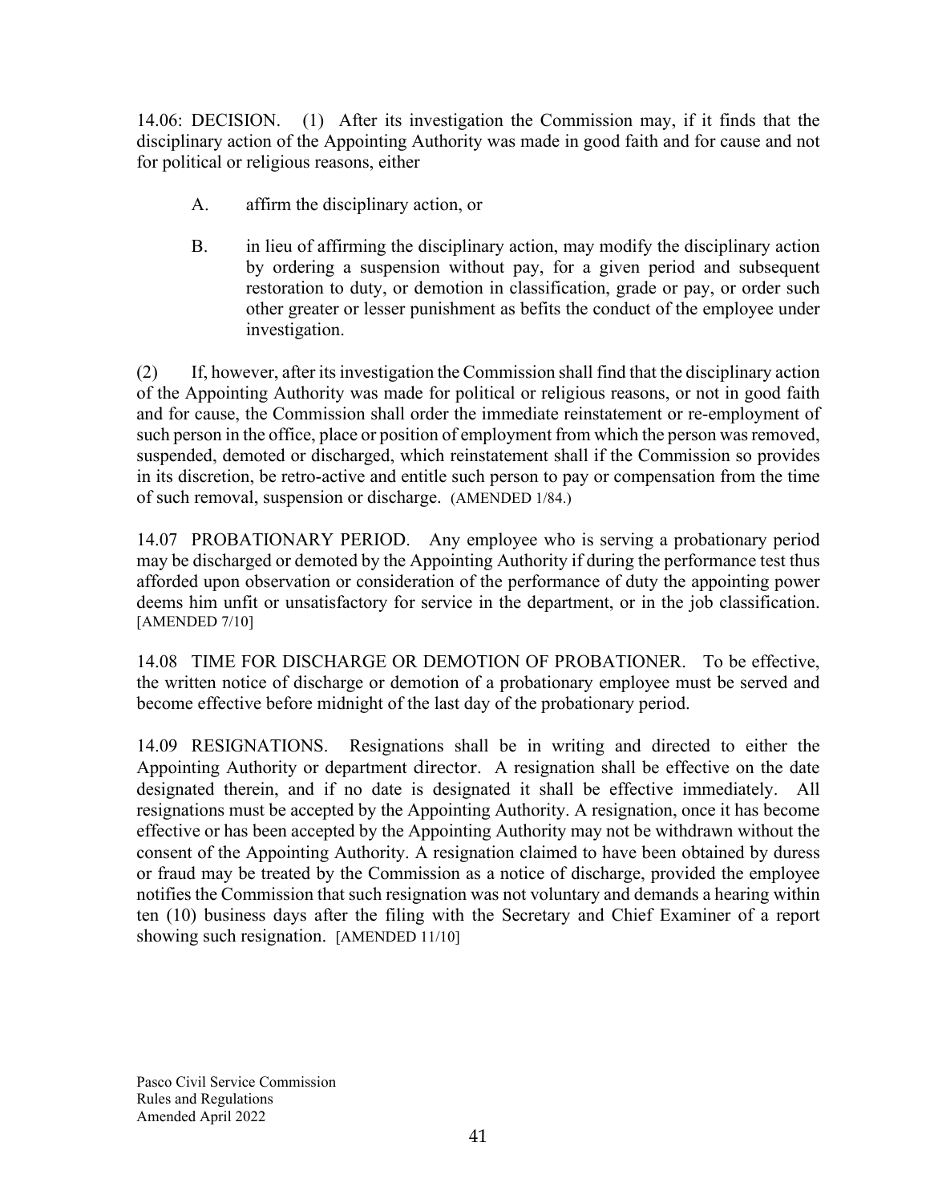14.06: DECISION. (1) After its investigation the Commission may, if it finds that the disciplinary action of the Appointing Authority was made in good faith and for cause and not for political or religious reasons, either

A. affirm the disciplinary action, or

B. in lieu of affirming the disciplinary action, may modify the disciplinary action by ordering a suspension without pay, for a given period and subsequent restoration to duty, or demotion in classification, grade or pay, or order such other greater or lesser punishment as befits the conduct of the employee under investigation.

(2) If, however, after its investigation the Commission shall find that the disciplinary action of the Appointing Authority was made for political or religious reasons, or not in good faith and for cause, the Commission shall order the immediate reinstatement or re-employment of such person in the office, place or position of employment from which the person was removed, suspended, demoted or discharged, which reinstatement shall if the Commission so provides in its discretion, be retro-active and entitle such person to pay or compensation from the time of such removal, suspension or discharge. (AMENDED 1/84.)

14.07 PROBATIONARY PERIOD. Any employee who is serving a probationary period may be discharged or demoted by the Appointing Authority if during the performance test thus afforded upon observation or consideration of the performance of duty the appointing power deems him unfit or unsatisfactory for service in the department, or in the job classification. [AMENDED 7/10]

14.08 TIME FOR DISCHARGE OR DEMOTION OF PROBATIONER. To be effective, the written notice of discharge or demotion of a probationary employee must be served and become effective before midnight of the last day of the probationary period.

14.09 RESIGNATIONS. Resignations shall be in writing and directed to either the Appointing Authority or department director. A resignation shall be effective on the date designated therein, and if no date is designated it shall be effective immediately. All resignations must be accepted by the Appointing Authority. A resignation, once it has become effective or has been accepted by the Appointing Authority may not be withdrawn without the consent of the Appointing Authority. A resignation claimed to have been obtained by duress or fraud may be treated by the Commission as a notice of discharge, provided the employee notifies the Commission that such resignation was not voluntary and demands a hearing within ten (10) business days after the filing with the Secretary and Chief Examiner of a report showing such resignation. [AMENDED 11/10]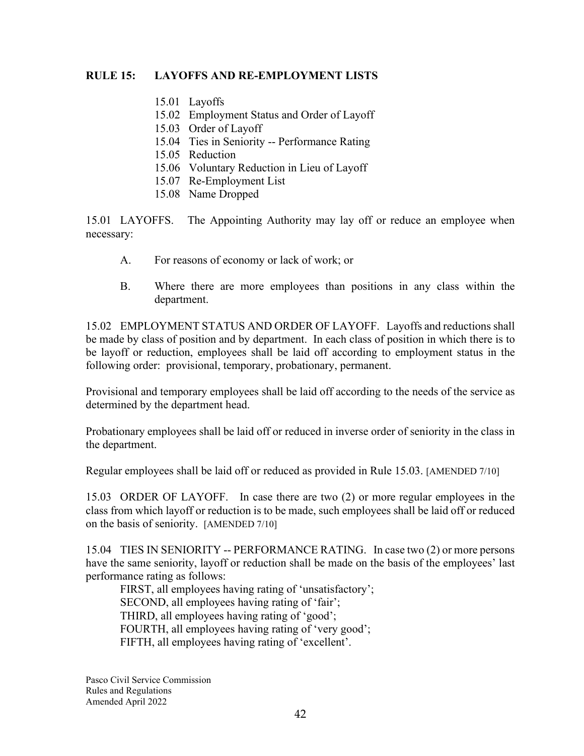## RULE 15: LAYOFFS AND RE-EMPLOYMENT LISTS

- 15.01 Layoffs
- 15.02 Employment Status and Order of Layoff
- 15.03 Order of Layoff
- 15.04 Ties in Seniority -- Performance Rating
- 15.05 Reduction
- 15.06 Voluntary Reduction in Lieu of Layoff
- 15.07 Re-Employment List
- 15.08 Name Dropped

15.01 LAYOFFS. The Appointing Authority may lay off or reduce an employee when necessary:

A. For reasons of economy or lack of work; or

B. Where there are more employees than positions in any class within the department.

15.02 EMPLOYMENT STATUS AND ORDER OF LAYOFF. Layoffs and reductions shall be made by class of position and by department. In each class of position in which there is to be layoff or reduction, employees shall be laid off according to employment status in the following order: provisional, temporary, probationary, permanent.

Provisional and temporary employees shall be laid off according to the needs of the service as determined by the department head.

Probationary employees shall be laid off or reduced in inverse order of seniority in the class in the department.

Regular employees shall be laid off or reduced as provided in Rule 15.03. [AMENDED 7/10]

15.03 ORDER OF LAYOFF. In case there are two (2) or more regular employees in the class from which layoff or reduction is to be made, such employees shall be laid off or reduced on the basis of seniority. [AMENDED 7/10]

15.04 TIES IN SENIORITY -- PERFORMANCE RATING. In case two (2) or more persons have the same seniority, layoff or reduction shall be made on the basis of the employees' last performance rating as follows:

FIRST, all employees having rating of 'unsatisfactory';
SECOND, all employees having rating of 'fair';
THIRD, all employees having rating of 'good';
FOURTH, all employees having rating of 'very good';
FIFTH, all employees having rating of 'excellent'.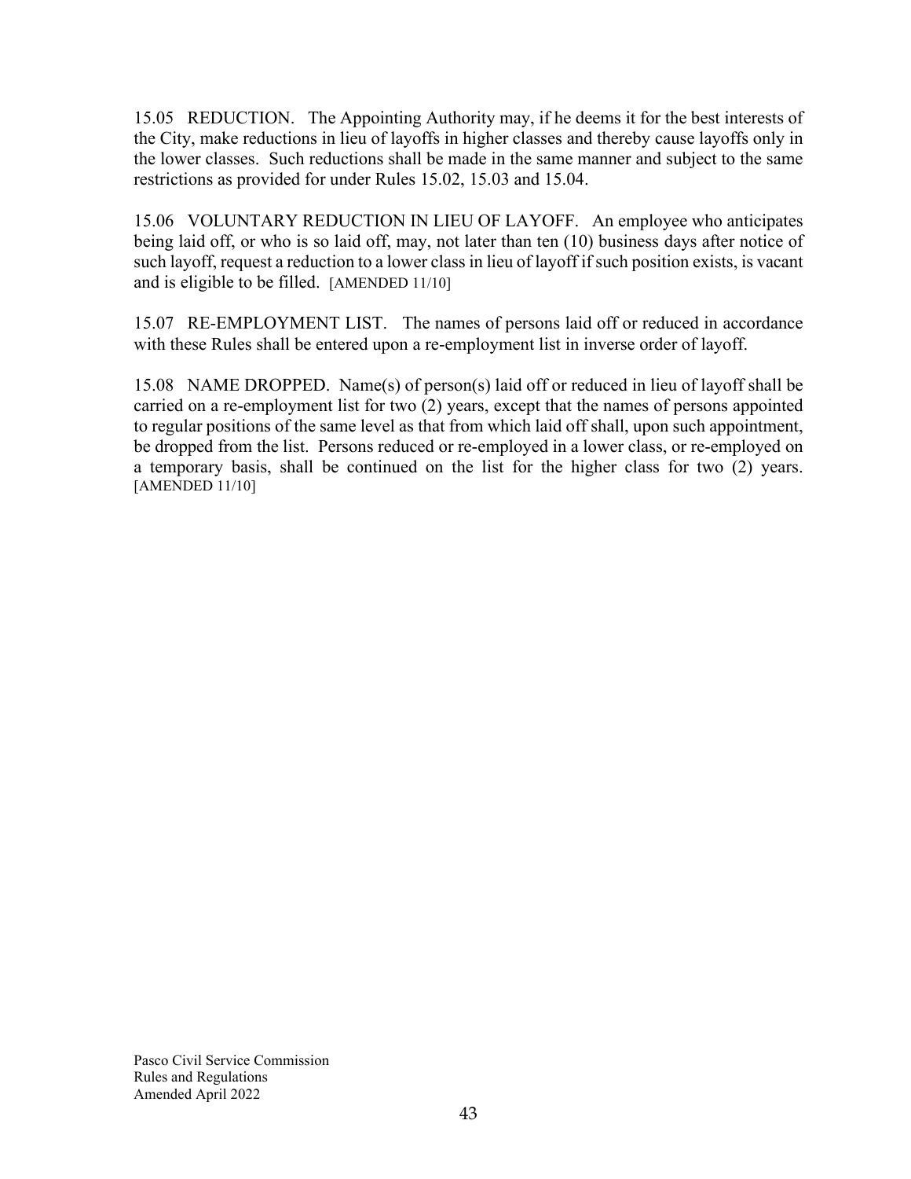15.05 REDUCTION. The Appointing Authority may, if he deems it for the best interests of the City, make reductions in lieu of layoffs in higher classes and thereby cause layoffs only in the lower classes. Such reductions shall be made in the same manner and subject to the same restrictions as provided for under Rules 15.02, 15.03 and 15.04.

15.06 VOLUNTARY REDUCTION IN LIEU OF LAYOFF. An employee who anticipates being laid off, or who is so laid off, may, not later than ten (10) business days after notice of such layoff, request a reduction to a lower class in lieu of layoff if such position exists, is vacant and is eligible to be filled. [AMENDED 11/10]

15.07 RE-EMPLOYMENT LIST. The names of persons laid off or reduced in accordance with these Rules shall be entered upon a re-employment list in inverse order of layoff.

15.08 NAME DROPPED. Name(s) of person(s) laid off or reduced in lieu of layoff shall be carried on a re-employment list for two (2) years, except that the names of persons appointed to regular positions of the same level as that from which laid off shall, upon such appointment, be dropped from the list. Persons reduced or re-employed in a lower class, or re-employed on a temporary basis, shall be continued on the list for the higher class for two (2) years. [AMENDED 11/10]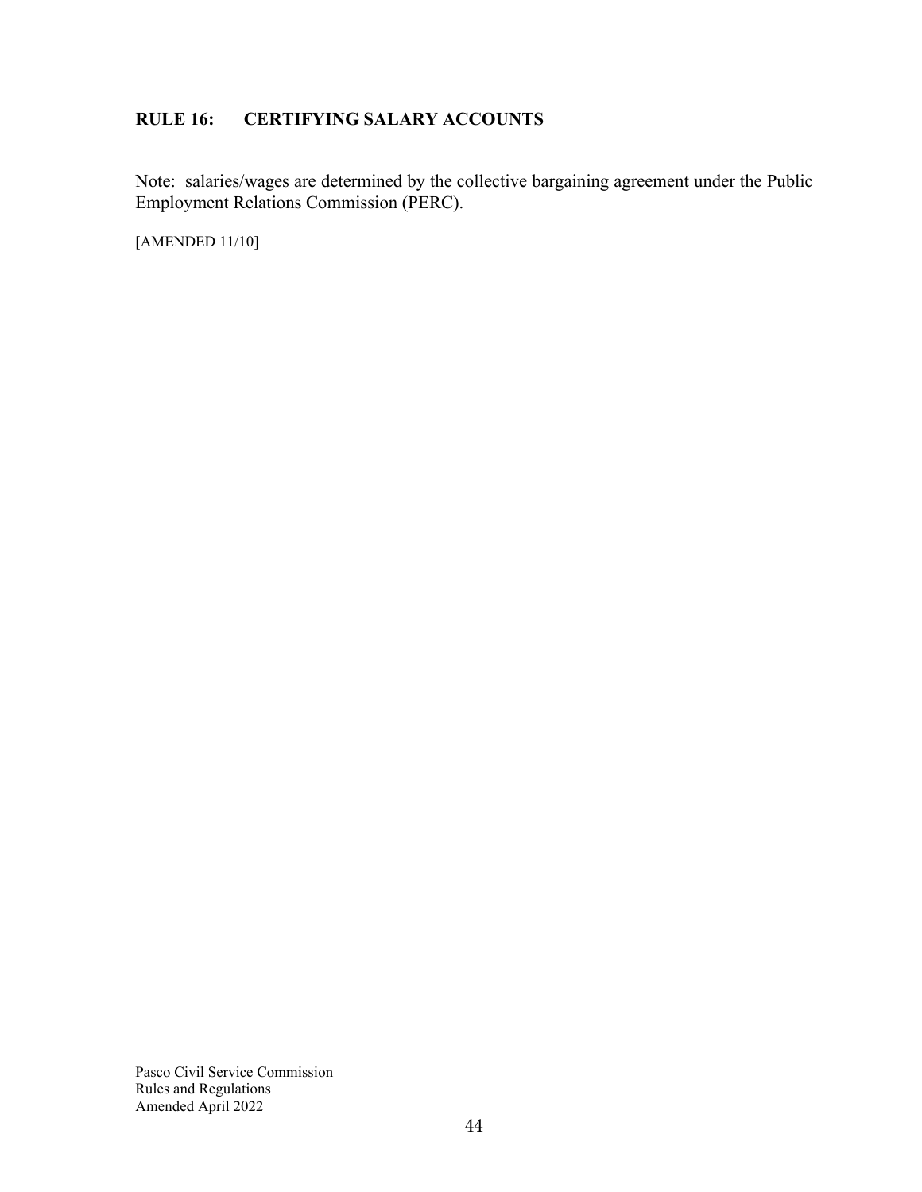## RULE 16: CERTIFYING SALARY ACCOUNTS

Note: salaries/wages are determined by the collective bargaining agreement under the Public Employment Relations Commission (PERC).

[AMENDED 11/10]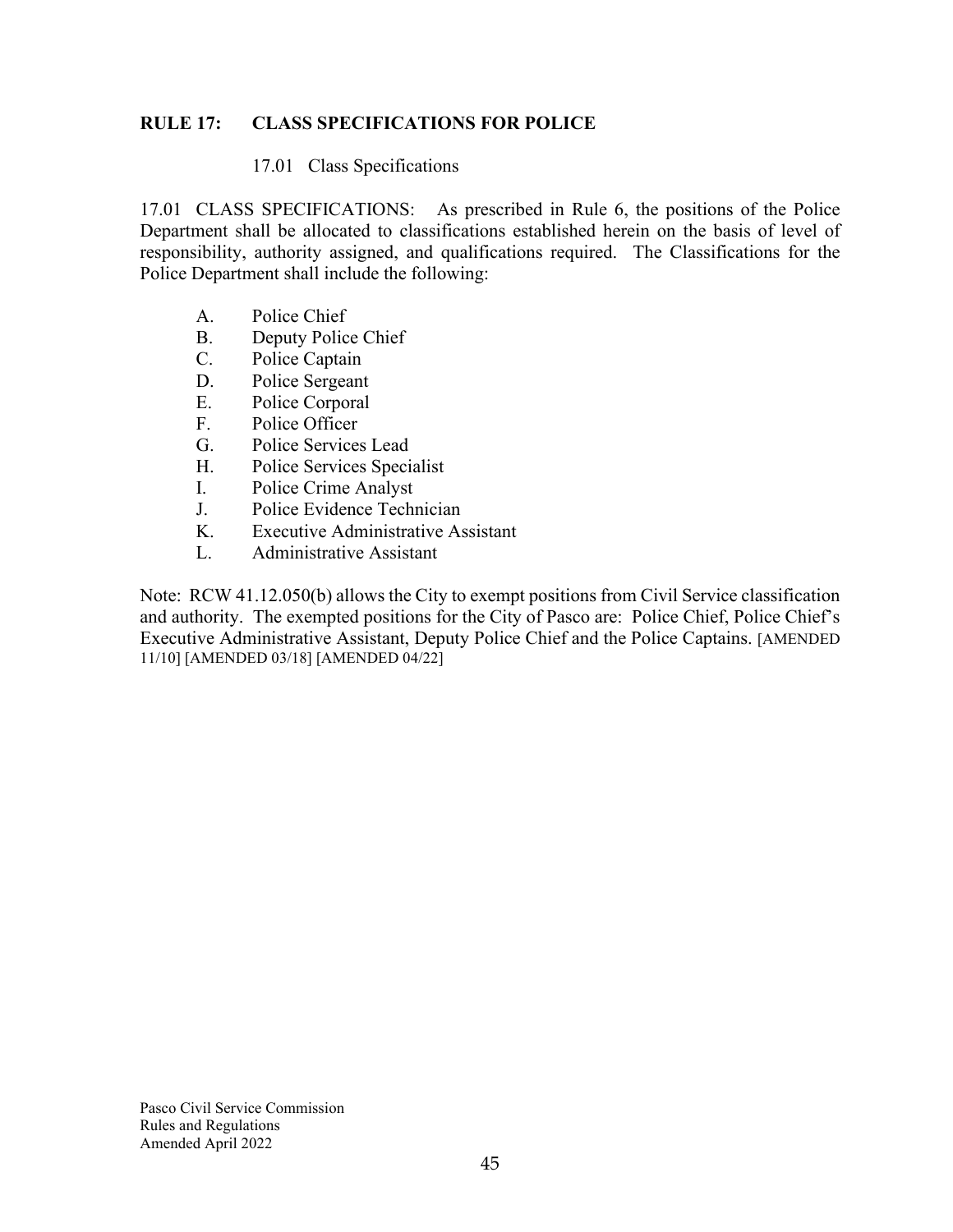## RULE 17: CLASS SPECIFICATIONS FOR POLICE

17.01 Class Specifications

17.01 CLASS SPECIFICATIONS: As prescribed in Rule 6, the positions of the Police Department shall be allocated to classifications established herein on the basis of level of responsibility, authority assigned, and qualifications required. The Classifications for the Police Department shall include the following:

- A. Police Chief
- B. Deputy Police Chief
- C. Police Captain
- D. Police Sergeant
- E. Police Corporal
- F. Police Officer
- G. Police Services Lead
- H. Police Services Specialist
- I. Police Crime Analyst
- J. Police Evidence Technician
- K. Executive Administrative Assistant
- L. Administrative Assistant

Note: RCW 41.12.050(b) allows the City to exempt positions from Civil Service classification and authority. The exempted positions for the City of Pasco are: Police Chief, Police Chief's Executive Administrative Assistant, Deputy Police Chief and the Police Captains. [AMENDED 11/10] [AMENDED 03/18] [AMENDED 04/22]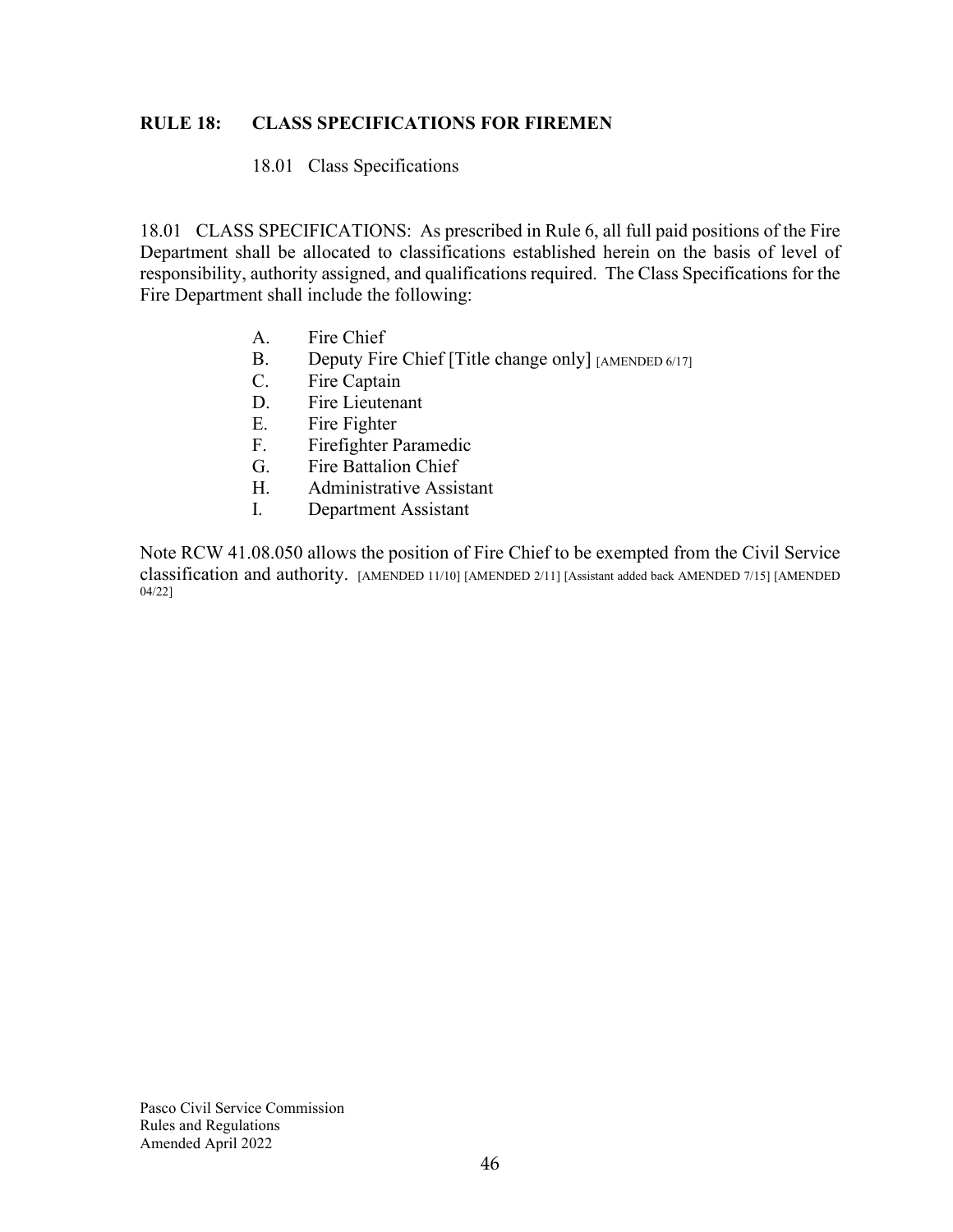## RULE 18: CLASS SPECIFICATIONS FOR FIREMEN

18.01 Class Specifications

18.01 CLASS SPECIFICATIONS: As prescribed in Rule 6, all full paid positions of the Fire Department shall be allocated to classifications established herein on the basis of level of responsibility, authority assigned, and qualifications required. The Class Specifications for the Fire Department shall include the following:

- A. Fire Chief
- B. Deputy Fire Chief [Title change only] [AMENDED 6/17]
- C. Fire Captain
- D. Fire Lieutenant
- E. Fire Fighter
- F. Firefighter Paramedic
- G. Fire Battalion Chief
- H. Administrative Assistant
- I. Department Assistant

Note RCW 41.08.050 allows the position of Fire Chief to be exempted from the Civil Service classification and authority. [AMENDED 11/10] [AMENDED 2/11] [Assistant added back AMENDED 7/15] [AMENDED 04/22]